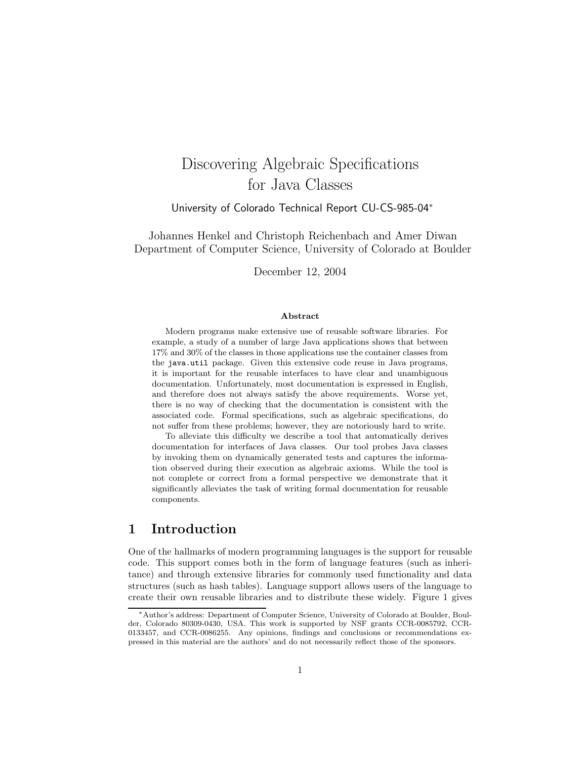# Discovering Algebraic Specifications for Java Classes

University of Colorado Technical Report CU-CS-985-04*

Johannes Henkel and Christoph Reichenbach and Amer Diwan
Department of Computer Science, University of Colorado at Boulder

December 12, 2004

**Abstract**

Modern programs make extensive use of reusable software libraries. For example, a study of a number of large Java applications shows that between 17% and 30% of the classes in those applications use the container classes from the `java.util` package. Given this extensive code reuse in Java programs, it is important for the reusable interfaces to have clear and unambiguous documentation. Unfortunately, most documentation is expressed in English, and therefore does not always satisfy the above requirements. Worse yet, there is no way of checking that the documentation is consistent with the associated code. Formal specifications, such as algebraic specifications, do not suffer from these problems; however, they are notoriously hard to write.

To alleviate this difficulty we describe a tool that automatically derives documentation for interfaces of Java classes. Our tool probes Java classes by invoking them on dynamically generated tests and captures the information observed during their execution as algebraic axioms. While the tool is not complete or correct from a formal perspective we demonstrate that it significantly alleviates the task of writing formal documentation for reusable components.

## 1 Introduction

One of the hallmarks of modern programming languages is the support for reusable code. This support comes both in the form of language features (such as inheritance) and through extensive libraries for commonly used functionality and data structures (such as hash tables). Language support allows users of the language to create their own reusable libraries and to distribute these widely. Figure 1 gives

*Author's address: Department of Computer Science, University of Colorado at Boulder, Boulder, Colorado 80309-0430, USA. This work is supported by NSF grants CCR-0085792, CCR-0133457, and CCR-0086255. Any opinions, findings and conclusions or recommendations expressed in this material are the authors' and do not necessarily reflect those of the sponsors.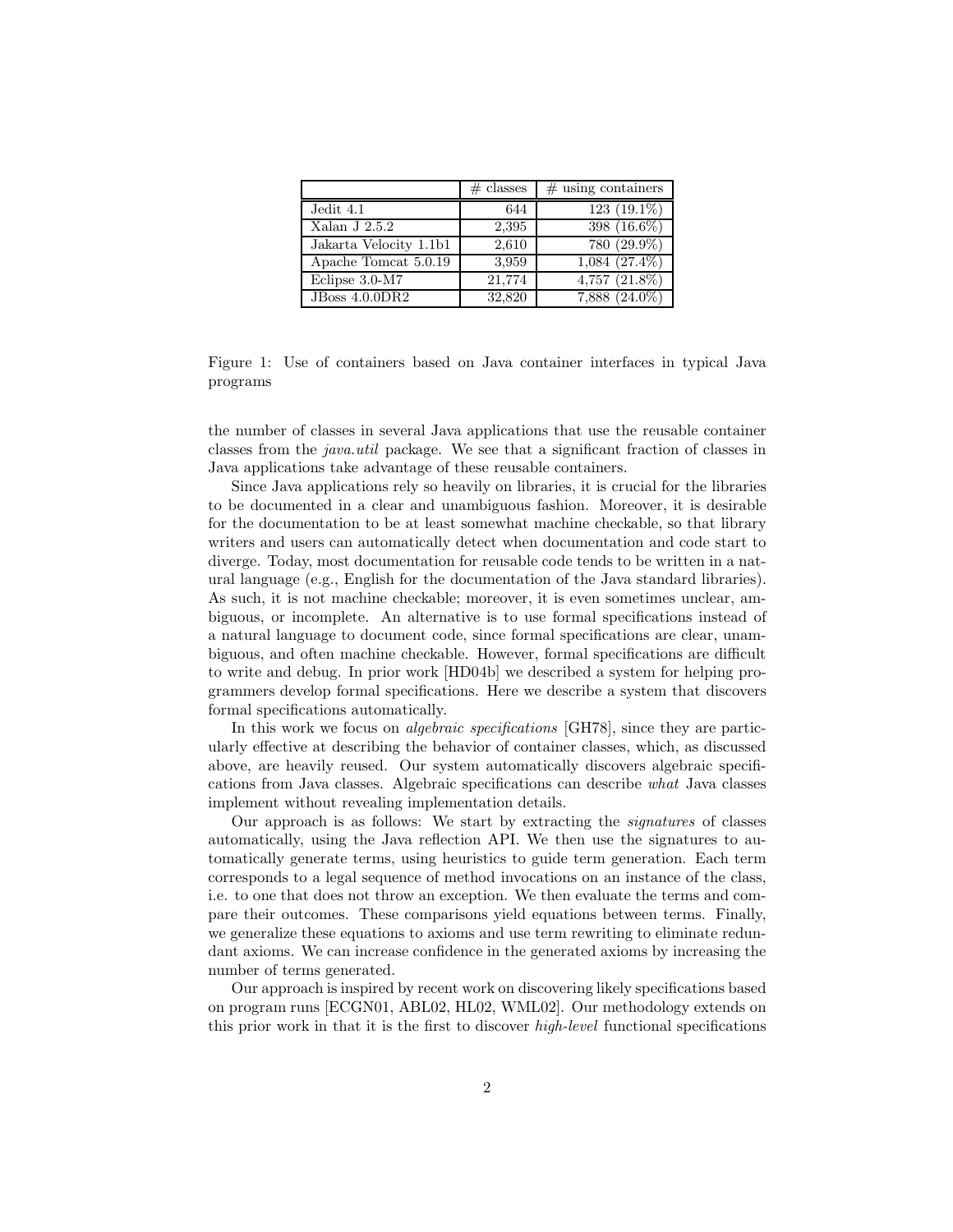| | # classes | # using containers |
|---|---|---|
| Jedit 4.1 | 644 | 123 (19.1%) |
| Xalan J 2.5.2 | 2,395 | 398 (16.6%) |
| Jakarta Velocity 1.1b1 | 2,610 | 780 (29.9%) |
| Apache Tomcat 5.0.19 | 3,959 | 1,084 (27.4%) |
| Eclipse 3.0-M7 | 21,774 | 4,757 (21.8%) |
| JBoss 4.0.0DR2 | 32,820 | 7,888 (24.0%) |

Figure 1: Use of containers based on Java container interfaces in typical Java programs

the number of classes in several Java applications that use the reusable container classes from the *java.util* package. We see that a significant fraction of classes in Java applications take advantage of these reusable containers.

Since Java applications rely so heavily on libraries, it is crucial for the libraries to be documented in a clear and unambiguous fashion. Moreover, it is desirable for the documentation to be at least somewhat machine checkable, so that library writers and users can automatically detect when documentation and code start to diverge. Today, most documentation for reusable code tends to be written in a natural language (e.g., English for the documentation of the Java standard libraries). As such, it is not machine checkable; moreover, it is even sometimes unclear, ambiguous, or incomplete. An alternative is to use formal specifications instead of a natural language to document code, since formal specifications are clear, unambiguous, and often machine checkable. However, formal specifications are difficult to write and debug. In prior work [HD04b] we described a system for helping programmers develop formal specifications. Here we describe a system that discovers formal specifications automatically.

In this work we focus on *algebraic specifications* [GH78], since they are particularly effective at describing the behavior of container classes, which, as discussed above, are heavily reused. Our system automatically discovers algebraic specifications from Java classes. Algebraic specifications can describe *what* Java classes implement without revealing implementation details.

Our approach is as follows: We start by extracting the *signatures* of classes automatically, using the Java reflection API. We then use the signatures to automatically generate terms, using heuristics to guide term generation. Each term corresponds to a legal sequence of method invocations on an instance of the class, i.e. to one that does not throw an exception. We then evaluate the terms and compare their outcomes. These comparisons yield equations between terms. Finally, we generalize these equations to axioms and use term rewriting to eliminate redundant axioms. We can increase confidence in the generated axioms by increasing the number of terms generated.

Our approach is inspired by recent work on discovering likely specifications based on program runs [ECGN01, ABL02, HL02, WML02]. Our methodology extends on this prior work in that it is the first to discover *high-level* functional specifications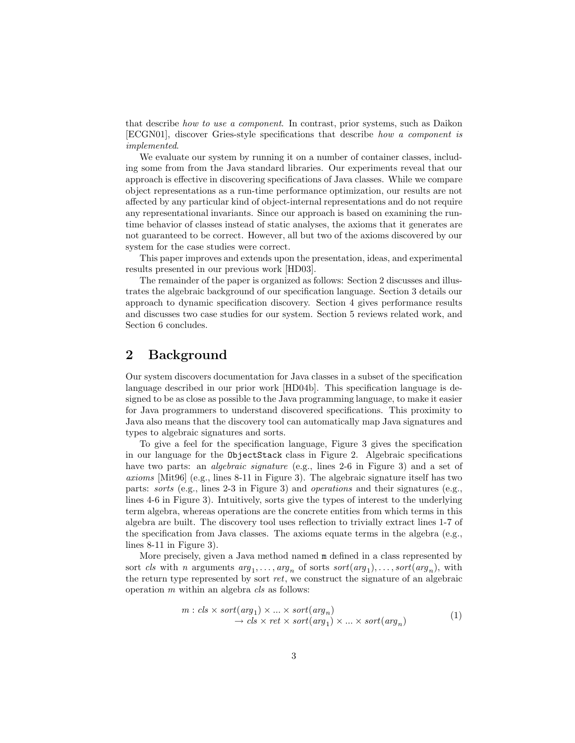that describe *how to use a component*. In contrast, prior systems, such as Daikon [ECGN01], discover Gries-style specifications that describe *how a component is implemented*.

We evaluate our system by running it on a number of container classes, including some from from the Java standard libraries. Our experiments reveal that our approach is effective in discovering specifications of Java classes. While we compare object representations as a run-time performance optimization, our results are not affected by any particular kind of object-internal representations and do not require any representational invariants. Since our approach is based on examining the run-time behavior of classes instead of static analyses, the axioms that it generates are not guaranteed to be correct. However, all but two of the axioms discovered by our system for the case studies were correct.

This paper improves and extends upon the presentation, ideas, and experimental results presented in our previous work [HD03].

The remainder of the paper is organized as follows: Section 2 discusses and illustrates the algebraic background of our specification language. Section 3 details our approach to dynamic specification discovery. Section 4 gives performance results and discusses two case studies for our system. Section 5 reviews related work, and Section 6 concludes.

## 2 Background

Our system discovers documentation for Java classes in a subset of the specification language described in our prior work [HD04b]. This specification language is designed to be as close as possible to the Java programming language, to make it easier for Java programmers to understand discovered specifications. This proximity to Java also means that the discovery tool can automatically map Java signatures and types to algebraic signatures and sorts.

To give a feel for the specification language, Figure 3 gives the specification in our language for the `ObjectStack` class in Figure 2. Algebraic specifications have two parts: an *algebraic signature* (e.g., lines 2-6 in Figure 3) and a set of *axioms* [Mit96] (e.g., lines 8-11 in Figure 3). The algebraic signature itself has two parts: *sorts* (e.g., lines 2-3 in Figure 3) and *operations* and their signatures (e.g., lines 4-6 in Figure 3). Intuitively, sorts give the types of interest to the underlying term algebra, whereas operations are the concrete entities from which terms in this algebra are built. The discovery tool uses reflection to trivially extract lines 1-7 of the specification from Java classes. The axioms equate terms in the algebra (e.g., lines 8-11 in Figure 3).

More precisely, given a Java method named `m` defined in a class represented by sort *cls* with $n$ arguments $arg_1, \ldots, arg_n$ of sorts $sort(arg_1), \ldots, sort(arg_n)$, with the return type represented by sort *ret*, we construct the signature of an algebraic operation $m$ within an algebra *cls* as follows:

$$
\begin{aligned}
m : cls \times sort(arg_1) \times \ldots \times sort(arg_n) \\
\rightarrow cls \times ret \times sort(arg_1) \times \ldots \times sort(arg_n)
\end{aligned}
\tag{1}
$$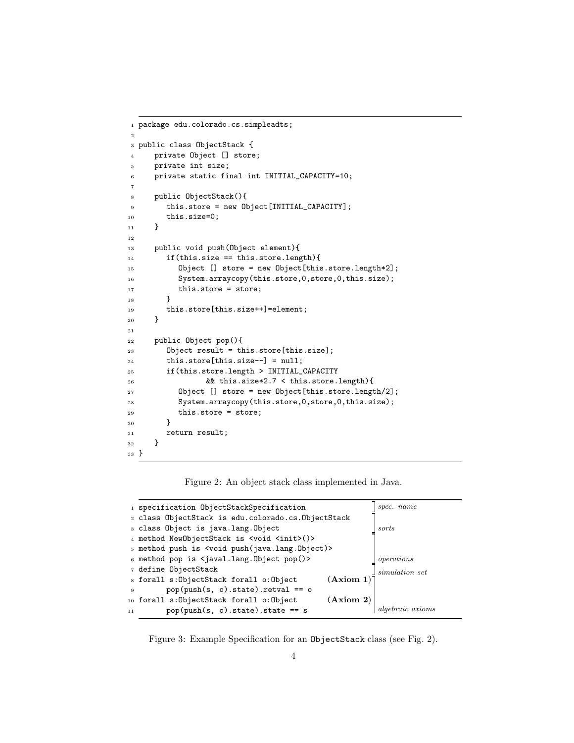```
1  package edu.colorado.cs.simpleadts;
2
3  public class ObjectStack {
4     private Object [] store;
5     private int size;
6     private static final int INITIAL_CAPACITY=10;
7
8     public ObjectStack(){
9        this.store = new Object[INITIAL_CAPACITY];
10       this.size=0;
11    }
12
13    public void push(Object element){
14       if(this.size == this.store.length){
15          Object [] store = new Object[this.store.length*2];
16          System.arraycopy(this.store,0,store,0,this.size);
17          this.store = store;
18       }
19       this.store[this.size++]=element;
20    }
21
22    public Object pop(){
23       Object result = this.store[this.size];
24       this.store[this.size--] = null;
25       if(this.store.length > INITIAL_CAPACITY
26                && this.size*2.7 < this.store.length){
27          Object [] store = new Object[this.store.length/2];
28          System.arraycopy(this.store,0,store,0,this.size);
29          this.store = store;
30       }
31       return result;
32    }
33 }
```

Figure 2: An object stack class implemented in Java.

```
1  specification ObjectStackSpecification                        ] spec. name
2  class ObjectStack is edu.colorado.cs.ObjectStack              ]
3  class Object is java.lang.Object                              ] sorts
4  method NewObjectStack is <void <init>()>                      ]
5  method push is <void push(java.lang.Object)>                  ]
6  method pop is <javal.lang.Object pop()>                       ] operations
7  define ObjectStack                                            ] simulation set
8  forall s:ObjectStack forall o:Object          (Axiom 1)       ]
9        pop(push(s, o).state).retval == o                       ]
10 forall s:ObjectStack forall o:Object          (Axiom 2)       ]
11       pop(push(s, o).state).state == s                        ] algebraic axioms
```

Figure 3: Example Specification for an ObjectStack class (see Fig. 2).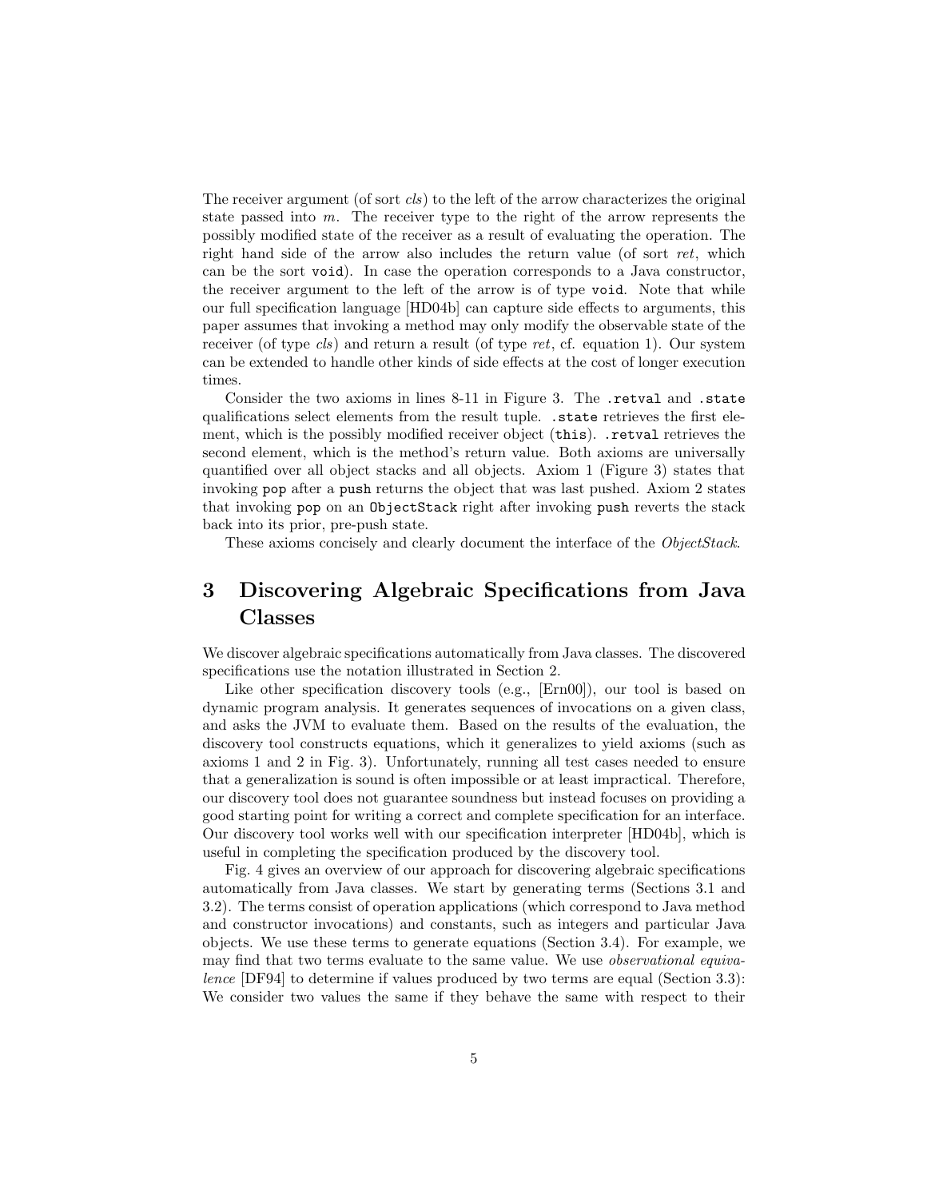The receiver argument (of sort *cls*) to the left of the arrow characterizes the original state passed into $m$. The receiver type to the right of the arrow represents the possibly modified state of the receiver as a result of evaluating the operation. The right hand side of the arrow also includes the return value (of sort *ret*, which can be the sort `void`). In case the operation corresponds to a Java constructor, the receiver argument to the left of the arrow is of type `void`. Note that while our full specification language [HD04b] can capture side effects to arguments, this paper assumes that invoking a method may only modify the observable state of the receiver (of type *cls*) and return a result (of type *ret*, cf. equation 1). Our system can be extended to handle other kinds of side effects at the cost of longer execution times.

Consider the two axioms in lines 8-11 in Figure 3. The `.retval` and `.state` qualifications select elements from the result tuple. `.state` retrieves the first element, which is the possibly modified receiver object (`this`). `.retval` retrieves the second element, which is the method's return value. Both axioms are universally quantified over all object stacks and all objects. Axiom 1 (Figure 3) states that invoking `pop` after a `push` returns the object that was last pushed. Axiom 2 states that invoking `pop` on an `ObjectStack` right after invoking `push` reverts the stack back into its prior, pre-push state.

These axioms concisely and clearly document the interface of the *ObjectStack*.

# 3 Discovering Algebraic Specifications from Java Classes

We discover algebraic specifications automatically from Java classes. The discovered specifications use the notation illustrated in Section 2.

Like other specification discovery tools (e.g., [Ern00]), our tool is based on dynamic program analysis. It generates sequences of invocations on a given class, and asks the JVM to evaluate them. Based on the results of the evaluation, the discovery tool constructs equations, which it generalizes to yield axioms (such as axioms 1 and 2 in Fig. 3). Unfortunately, running all test cases needed to ensure that a generalization is sound is often impossible or at least impractical. Therefore, our discovery tool does not guarantee soundness but instead focuses on providing a good starting point for writing a correct and complete specification for an interface. Our discovery tool works well with our specification interpreter [HD04b], which is useful in completing the specification produced by the discovery tool.

Fig. 4 gives an overview of our approach for discovering algebraic specifications automatically from Java classes. We start by generating terms (Sections 3.1 and 3.2). The terms consist of operation applications (which correspond to Java method and constructor invocations) and constants, such as integers and particular Java objects. We use these terms to generate equations (Section 3.4). For example, we may find that two terms evaluate to the same value. We use *observational equivalence* [DF94] to determine if values produced by two terms are equal (Section 3.3): We consider two values the same if they behave the same with respect to their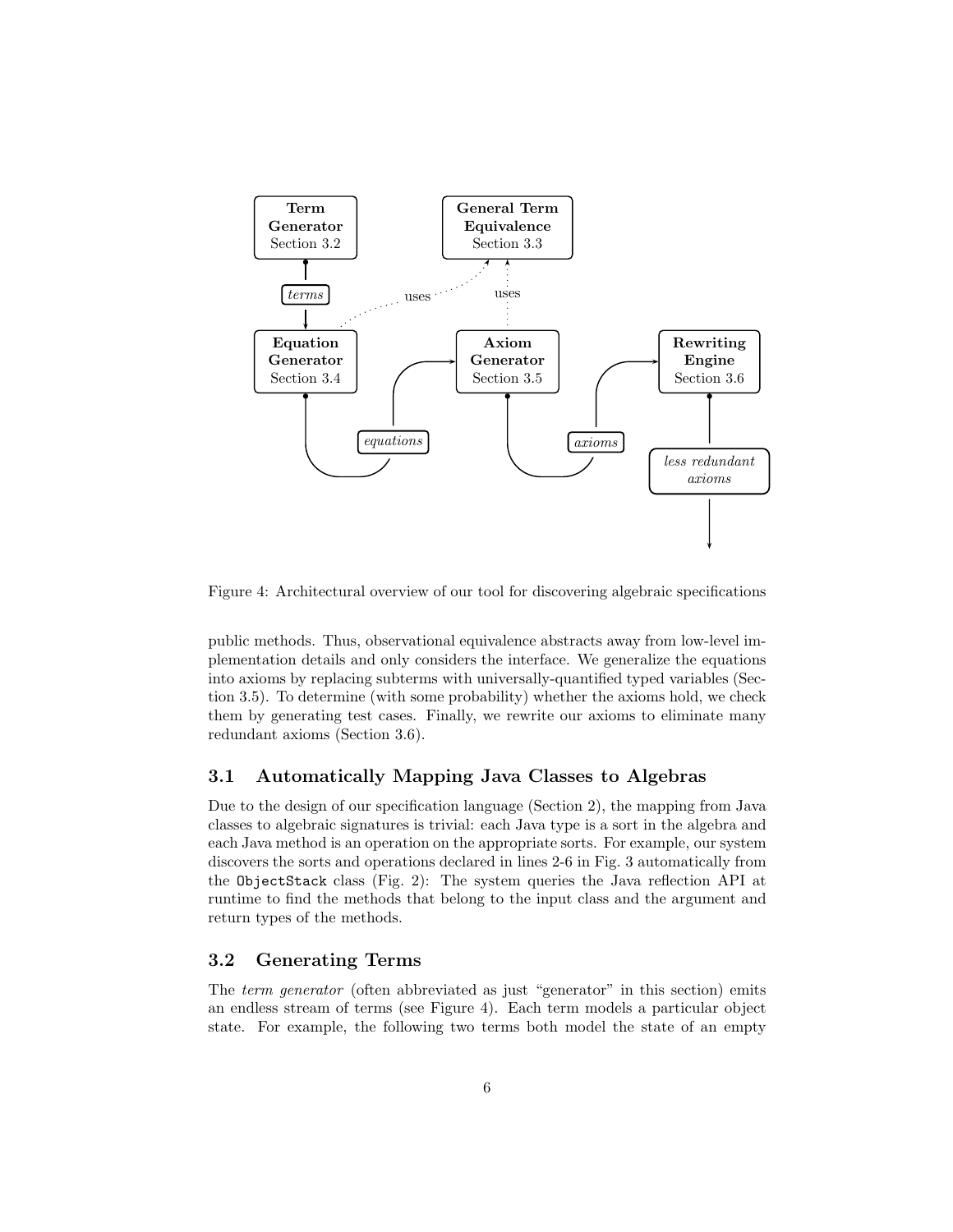Figure 4: Architectural overview of our tool for discovering algebraic specifications

public methods. Thus, observational equivalence abstracts away from low-level implementation details and only considers the interface. We generalize the equations into axioms by replacing subterms with universally-quantified typed variables (Section 3.5). To determine (with some probability) whether the axioms hold, we check them by generating test cases. Finally, we rewrite our axioms to eliminate many redundant axioms (Section 3.6).

### 3.1 Automatically Mapping Java Classes to Algebras

Due to the design of our specification language (Section 2), the mapping from Java classes to algebraic signatures is trivial: each Java type is a sort in the algebra and each Java method is an operation on the appropriate sorts. For example, our system discovers the sorts and operations declared in lines 2-6 in Fig. 3 automatically from the `ObjectStack` class (Fig. 2): The system queries the Java reflection API at runtime to find the methods that belong to the input class and the argument and return types of the methods.

### 3.2 Generating Terms

The *term generator* (often abbreviated as just "generator" in this section) emits an endless stream of terms (see Figure 4). Each term models a particular object state. For example, the following two terms both model the state of an empty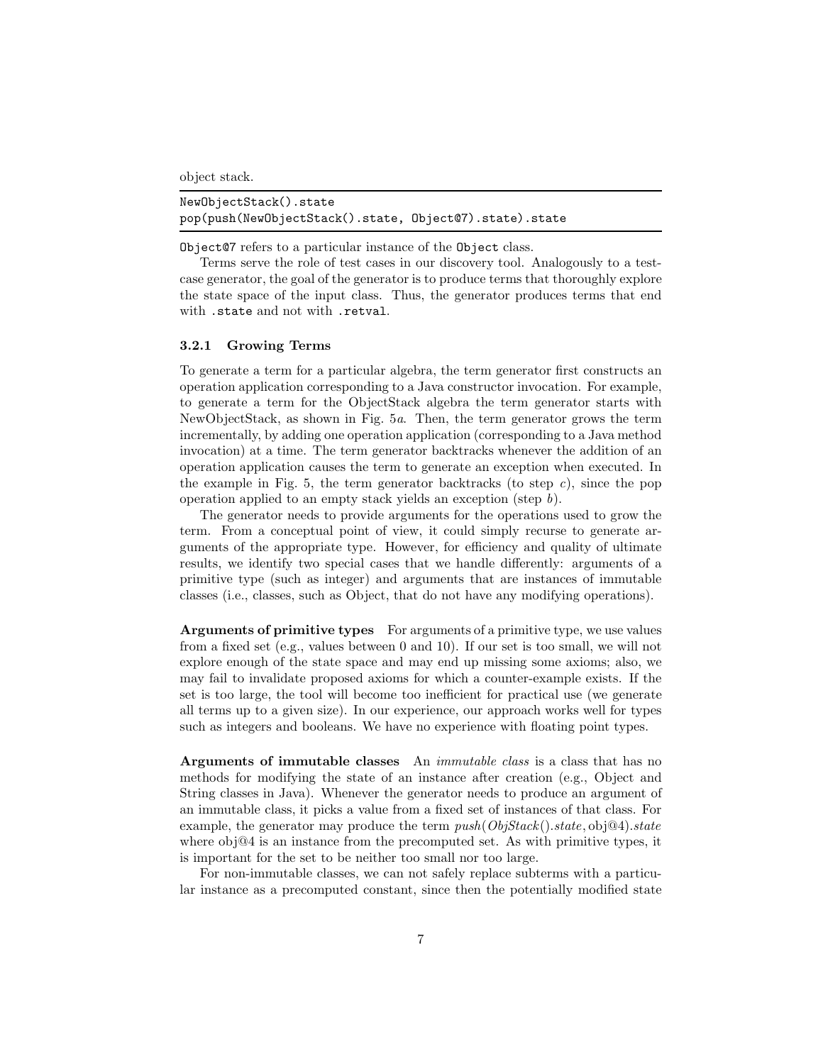object stack.

```
NewObjectStack().state
pop(push(NewObjectStack().state, Object@7).state).state
```

`Object@7` refers to a particular instance of the `Object` class.

Terms serve the role of test cases in our discovery tool. Analogously to a test-case generator, the goal of the generator is to produce terms that thoroughly explore the state space of the input class. Thus, the generator produces terms that end with `.state` and not with `.retval`.

### 3.2.1 Growing Terms

To generate a term for a particular algebra, the term generator first constructs an operation application corresponding to a Java constructor invocation. For example, to generate a term for the ObjectStack algebra the term generator starts with NewObjectStack, as shown in Fig. 5*a*. Then, the term generator grows the term incrementally, by adding one operation application (corresponding to a Java method invocation) at a time. The term generator backtracks whenever the addition of an operation application causes the term to generate an exception when executed. In the example in Fig. 5, the term generator backtracks (to step *c*), since the pop operation applied to an empty stack yields an exception (step *b*).

The generator needs to provide arguments for the operations used to grow the term. From a conceptual point of view, it could simply recurse to generate arguments of the appropriate type. However, for efficiency and quality of ultimate results, we identify two special cases that we handle differently: arguments of a primitive type (such as integer) and arguments that are instances of immutable classes (i.e., classes, such as Object, that do not have any modifying operations).

**Arguments of primitive types** For arguments of a primitive type, we use values from a fixed set (e.g., values between 0 and 10). If our set is too small, we will not explore enough of the state space and may end up missing some axioms; also, we may fail to invalidate proposed axioms for which a counter-example exists. If the set is too large, the tool will become too inefficient for practical use (we generate all terms up to a given size). In our experience, our approach works well for types such as integers and booleans. We have no experience with floating point types.

**Arguments of immutable classes** An *immutable class* is a class that has no methods for modifying the state of an instance after creation (e.g., Object and String classes in Java). Whenever the generator needs to produce an argument of an immutable class, it picks a value from a fixed set of instances of that class. For example, the generator may produce the term *push*(*ObjStack*().*state*, obj@4).*state* where obj@4 is an instance from the precomputed set. As with primitive types, it is important for the set to be neither too small nor too large.

For non-immutable classes, we can not safely replace subterms with a particular instance as a precomputed constant, since then the potentially modified state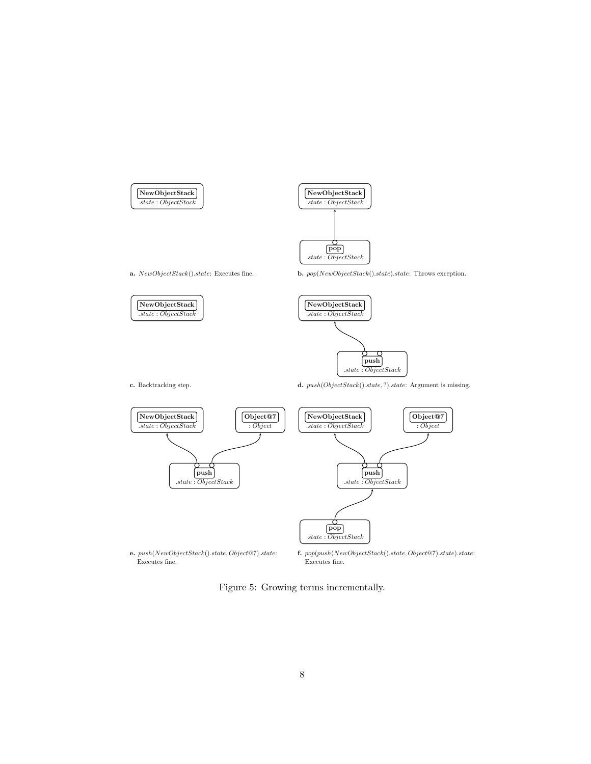**a.** *NewObjectStack().state*: Executes fine.

**b.** *pop(NewObjectStack().state).state*: Throws exception.

**c.** Backtracking step.

**d.** *push(ObjectStack().state, ?).state*: Argument is missing.

**e.** *push(NewObjectStack().state, Object@7).state*: Executes fine.

**f.** *pop(push(NewObjectStack().state, Object@7).state).state*: Executes fine.

Figure 5: Growing terms incrementally.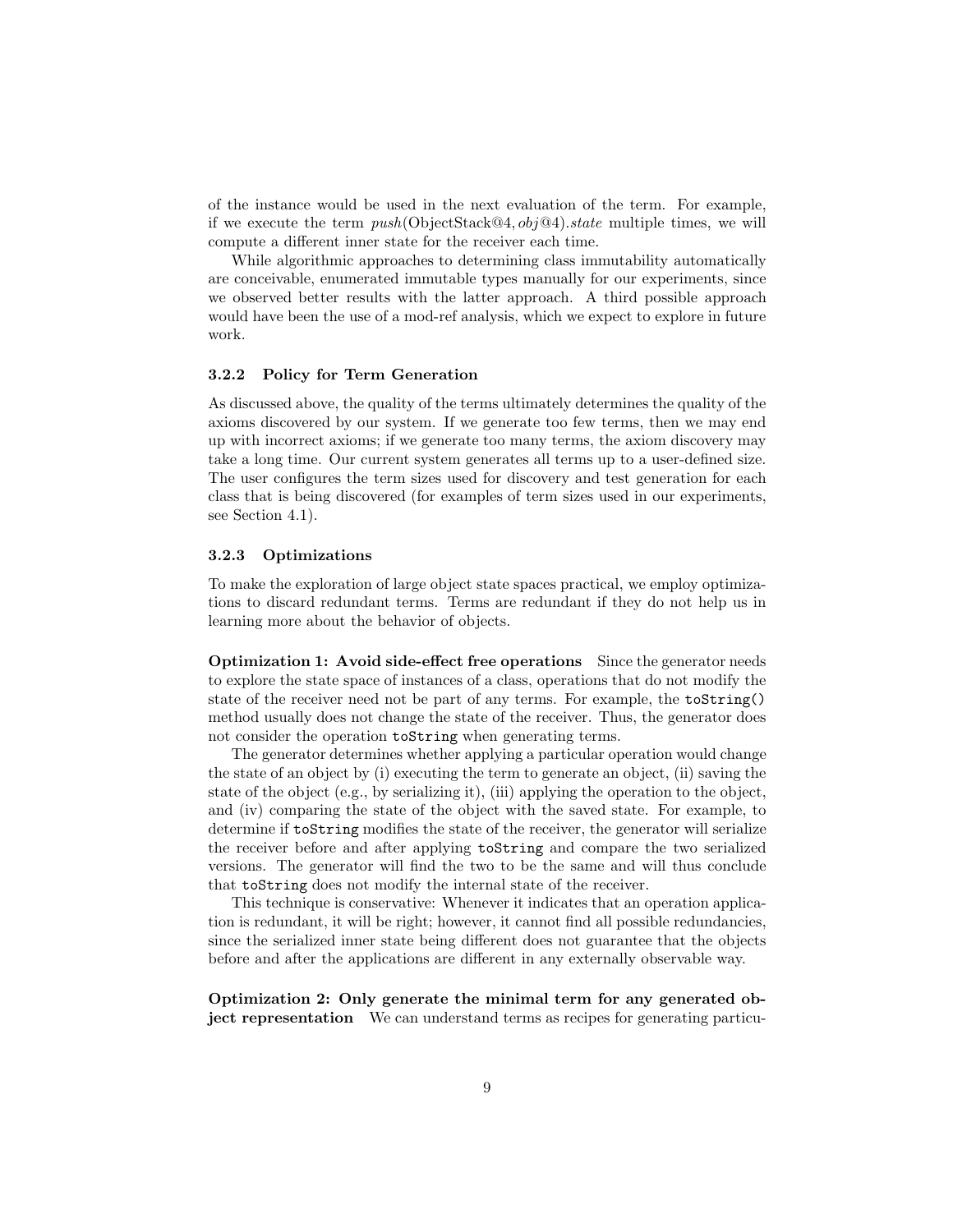of the instance would be used in the next evaluation of the term. For example, if we execute the term $push(\text{ObjectStack@4}, obj@4).state$ multiple times, we will compute a different inner state for the receiver each time.

While algorithmic approaches to determining class immutability automatically are conceivable, enumerated immutable types manually for our experiments, since we observed better results with the latter approach. A third possible approach would have been the use of a mod-ref analysis, which we expect to explore in future work.

#### 3.2.2 Policy for Term Generation

As discussed above, the quality of the terms ultimately determines the quality of the axioms discovered by our system. If we generate too few terms, then we may end up with incorrect axioms; if we generate too many terms, the axiom discovery may take a long time. Our current system generates all terms up to a user-defined size. The user configures the term sizes used for discovery and test generation for each class that is being discovered (for examples of term sizes used in our experiments, see Section 4.1).

#### 3.2.3 Optimizations

To make the exploration of large object state spaces practical, we employ optimizations to discard redundant terms. Terms are redundant if they do not help us in learning more about the behavior of objects.

**Optimization 1: Avoid side-effect free operations** Since the generator needs to explore the state space of instances of a class, operations that do not modify the state of the receiver need not be part of any terms. For example, the `toString()` method usually does not change the state of the receiver. Thus, the generator does not consider the operation `toString` when generating terms.

The generator determines whether applying a particular operation would change the state of an object by (i) executing the term to generate an object, (ii) saving the state of the object (e.g., by serializing it), (iii) applying the operation to the object, and (iv) comparing the state of the object with the saved state. For example, to determine if `toString` modifies the state of the receiver, the generator will serialize the receiver before and after applying `toString` and compare the two serialized versions. The generator will find the two to be the same and will thus conclude that `toString` does not modify the internal state of the receiver.

This technique is conservative: Whenever it indicates that an operation application is redundant, it will be right; however, it cannot find all possible redundancies, since the serialized inner state being different does not guarantee that the objects before and after the applications are different in any externally observable way.

**Optimization 2: Only generate the minimal term for any generated object representation** We can understand terms as recipes for generating particu-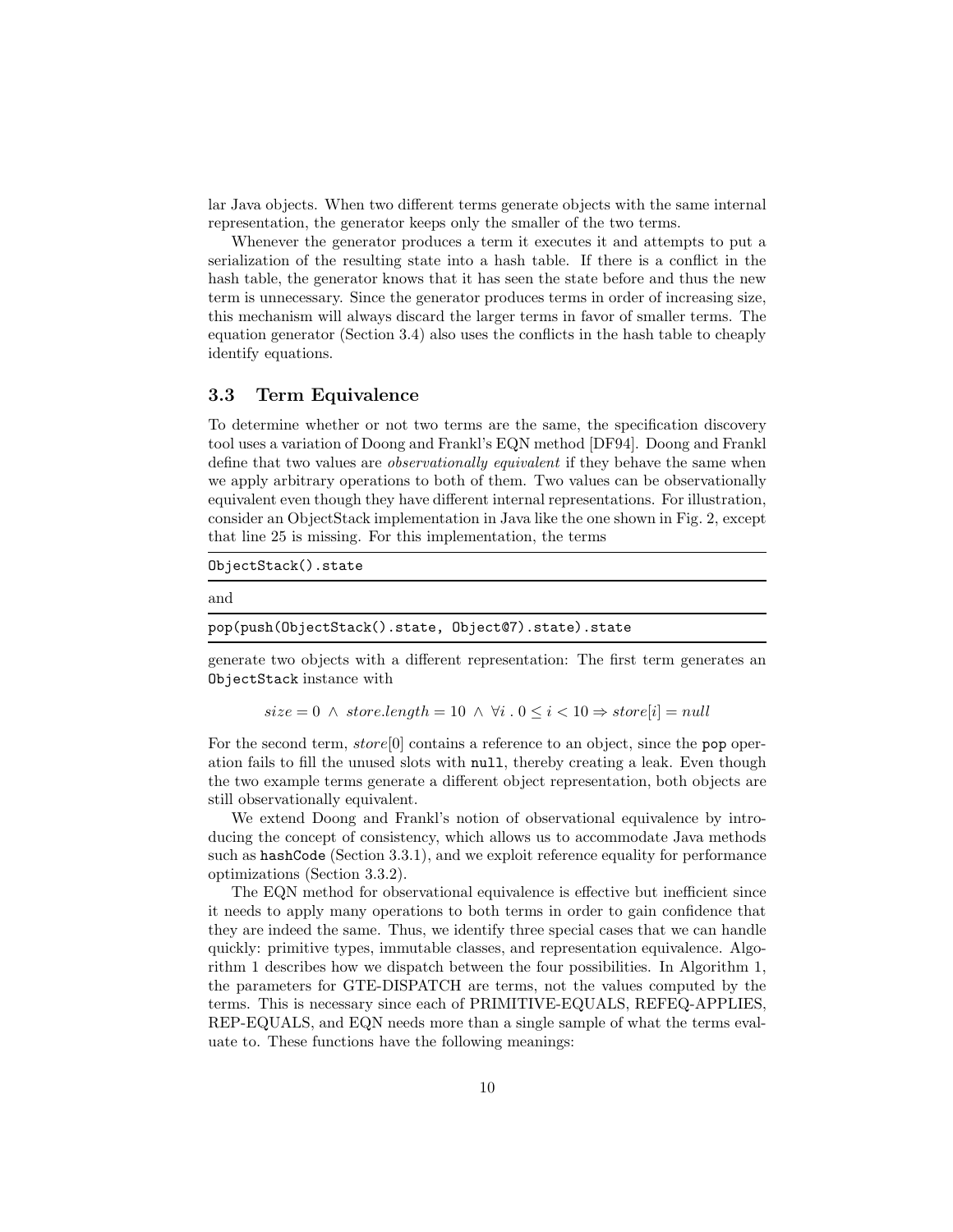lar Java objects. When two different terms generate objects with the same internal representation, the generator keeps only the smaller of the two terms.

Whenever the generator produces a term it executes it and attempts to put a serialization of the resulting state into a hash table. If there is a conflict in the hash table, the generator knows that it has seen the state before and thus the new term is unnecessary. Since the generator produces terms in order of increasing size, this mechanism will always discard the larger terms in favor of smaller terms. The equation generator (Section 3.4) also uses the conflicts in the hash table to cheaply identify equations.

### 3.3 Term Equivalence

To determine whether or not two terms are the same, the specification discovery tool uses a variation of Doong and Frankl's EQN method [DF94]. Doong and Frankl define that two values are *observationally equivalent* if they behave the same when we apply arbitrary operations to both of them. Two values can be observationally equivalent even though they have different internal representations. For illustration, consider an ObjectStack implementation in Java like the one shown in Fig. 2, except that line 25 is missing. For this implementation, the terms

```
ObjectStack().state
```

and

```
pop(push(ObjectStack().state, Object@7).state).state
```

generate two objects with a different representation: The first term generates an `ObjectStack` instance with

$$size = 0 \;\wedge\; store.length = 10 \;\wedge\; \forall i \,.\, 0 \leq i < 10 \Rightarrow store[i] = null$$

For the second term, $store[0]$ contains a reference to an object, since the `pop` operation fails to fill the unused slots with `null`, thereby creating a leak. Even though the two example terms generate a different object representation, both objects are still observationally equivalent.

We extend Doong and Frankl's notion of observational equivalence by introducing the concept of consistency, which allows us to accommodate Java methods such as `hashCode` (Section 3.3.1), and we exploit reference equality for performance optimizations (Section 3.3.2).

The EQN method for observational equivalence is effective but inefficient since it needs to apply many operations to both terms in order to gain confidence that they are indeed the same. Thus, we identify three special cases that we can handle quickly: primitive types, immutable classes, and representation equivalence. Algorithm 1 describes how we dispatch between the four possibilities. In Algorithm 1, the parameters for GTE-DISPATCH are terms, not the values computed by the terms. This is necessary since each of PRIMITIVE-EQUALS, REFEQ-APPLIES, REP-EQUALS, and EQN needs more than a single sample of what the terms evaluate to. These functions have the following meanings: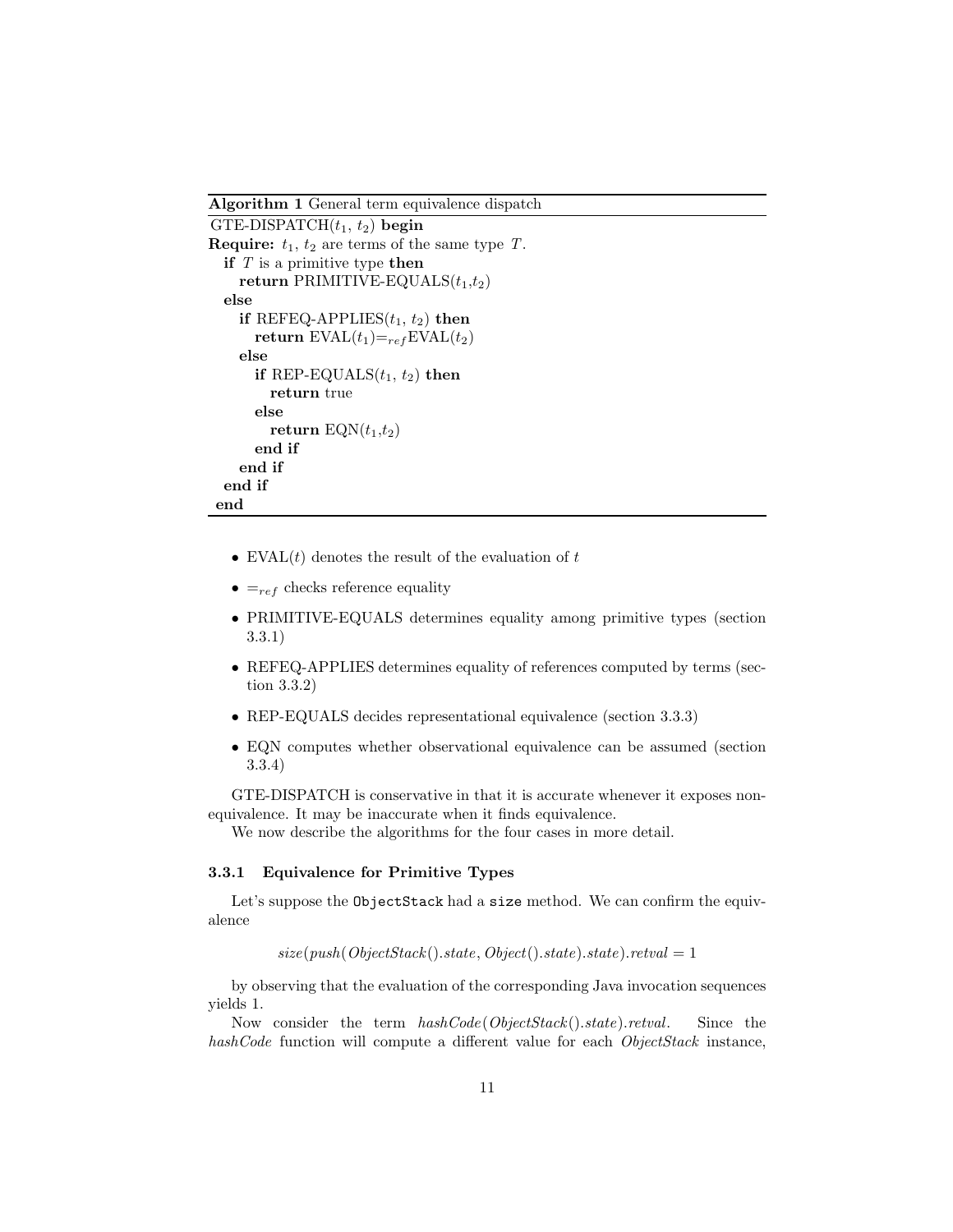**Algorithm 1** General term equivalence dispatch

```
GTE-DISPATCH(t1, t2) begin
Require: t1, t2 are terms of the same type T.
  if T is a primitive type then
    return PRIMITIVE-EQUALS(t1,t2)
  else
    if REFEQ-APPLIES(t1, t2) then
      return EVAL(t1) =ref EVAL(t2)
    else
      if REP-EQUALS(t1, t2) then
        return true
      else
        return EQN(t1,t2)
      end if
    end if
  end if
end
```

- EVAL($t$) denotes the result of the evaluation of $t$
- $=_{ref}$ checks reference equality
- PRIMITIVE-EQUALS determines equality among primitive types (section 3.3.1)
- REFEQ-APPLIES determines equality of references computed by terms (section 3.3.2)
- REP-EQUALS decides representational equivalence (section 3.3.3)
- EQN computes whether observational equivalence can be assumed (section 3.3.4)

GTE-DISPATCH is conservative in that it is accurate whenever it exposes non-equivalence. It may be inaccurate when it finds equivalence.

We now describe the algorithms for the four cases in more detail.

### 3.3.1 Equivalence for Primitive Types

Let's suppose the `ObjectStack` had a `size` method. We can confirm the equivalence

$$size(push(ObjectStack().state, Object().state).state).retval = 1$$

by observing that the evaluation of the corresponding Java invocation sequences yields 1.

Now consider the term $hashCode(ObjectStack().state).retval$. Since the $hashCode$ function will compute a different value for each $ObjectStack$ instance,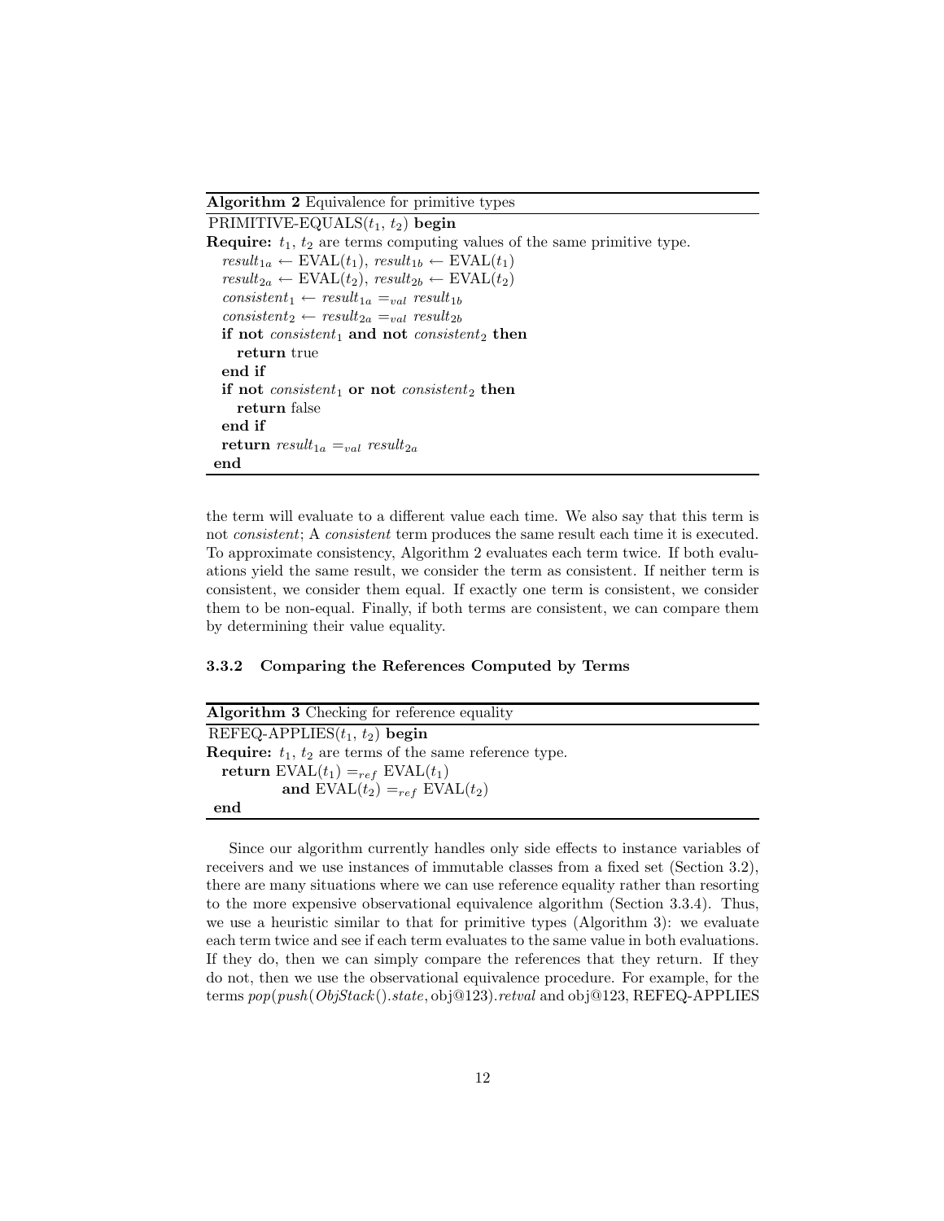**Algorithm 2** Equivalence for primitive types

```
PRIMITIVE-EQUALS(t1, t2) begin
Require: t1, t2 are terms computing values of the same primitive type.
  result_1a ← EVAL(t1), result_1b ← EVAL(t1)
  result_2a ← EVAL(t2), result_2b ← EVAL(t2)
  consistent_1 ← result_1a =_val result_1b
  consistent_2 ← result_2a =_val result_2b
  if not consistent_1 and not consistent_2 then
    return true
  end if
  if not consistent_1 or not consistent_2 then
    return false
  end if
  return result_1a =_val result_2a
end
```

the term will evaluate to a different value each time. We also say that this term is not *consistent*; A *consistent* term produces the same result each time it is executed. To approximate consistency, Algorithm 2 evaluates each term twice. If both evaluations yield the same result, we consider the term as consistent. If neither term is consistent, we consider them equal. If exactly one term is consistent, we consider them to be non-equal. Finally, if both terms are consistent, we can compare them by determining their value equality.

### 3.3.2 Comparing the References Computed by Terms

**Algorithm 3** Checking for reference equality

```
REFEQ-APPLIES(t1, t2) begin
Require: t1, t2 are terms of the same reference type.
  return EVAL(t1) =_ref EVAL(t1)
         and EVAL(t2) =_ref EVAL(t2)
end
```

Since our algorithm currently handles only side effects to instance variables of receivers and we use instances of immutable classes from a fixed set (Section 3.2), there are many situations where we can use reference equality rather than resorting to the more expensive observational equivalence algorithm (Section 3.3.4). Thus, we use a heuristic similar to that for primitive types (Algorithm 3): we evaluate each term twice and see if each term evaluates to the same value in both evaluations. If they do, then we can simply compare the references that they return. If they do not, then we use the observational equivalence procedure. For example, for the terms *pop*(*push*(*ObjStack*().*state*, obj@123).*retval* and obj@123, REFEQ-APPLIES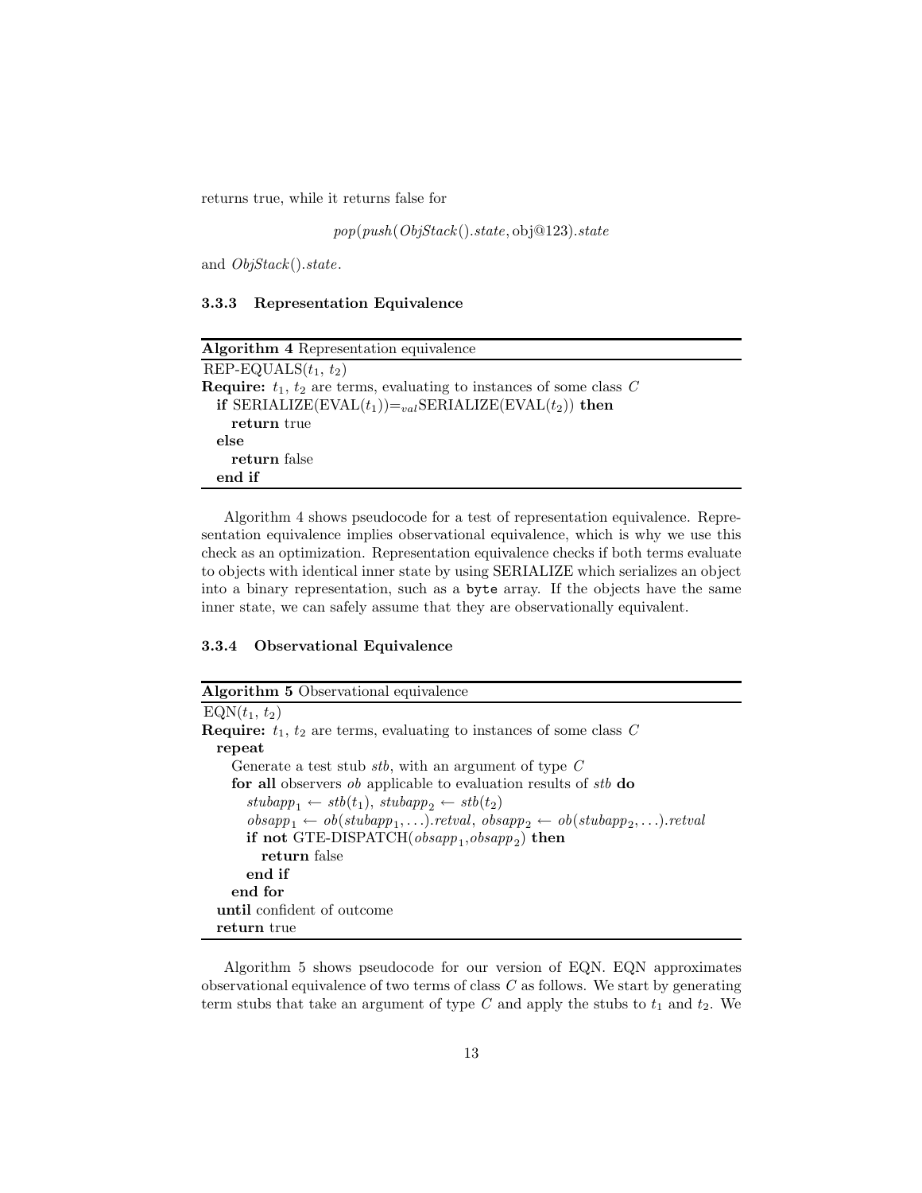returns true, while it returns false for

$$pop(push(ObjStack().state, \text{obj@123}).state$$

and $ObjStack().state$.

### 3.3.3 Representation Equivalence

**Algorithm 4** Representation equivalence

```
REP-EQUALS(t1, t2)
Require: t1, t2 are terms, evaluating to instances of some class C
  if SERIALIZE(EVAL(t1)) =_val SERIALIZE(EVAL(t2)) then
    return true
  else
    return false
  end if
```

Algorithm 4 shows pseudocode for a test of representation equivalence. Representation equivalence implies observational equivalence, which is why we use this check as an optimization. Representation equivalence checks if both terms evaluate to objects with identical inner state by using SERIALIZE which serializes an object into a binary representation, such as a `byte` array. If the objects have the same inner state, we can safely assume that they are observationally equivalent.

### 3.3.4 Observational Equivalence

**Algorithm 5** Observational equivalence

```
EQN(t1, t2)
Require: t1, t2 are terms, evaluating to instances of some class C
  repeat
    Generate a test stub stb, with an argument of type C
    for all observers ob applicable to evaluation results of stb do
      stubapp1 ← stb(t1), stubapp2 ← stb(t2)
      obsapp1 ← ob(stubapp1, ...).retval, obsapp2 ← ob(stubapp2, ...).retval
      if not GTE-DISPATCH(obsapp1, obsapp2) then
        return false
      end if
    end for
  until confident of outcome
  return true
```

Algorithm 5 shows pseudocode for our version of EQN. EQN approximates observational equivalence of two terms of class $C$ as follows. We start by generating term stubs that take an argument of type $C$ and apply the stubs to $t_1$ and $t_2$. We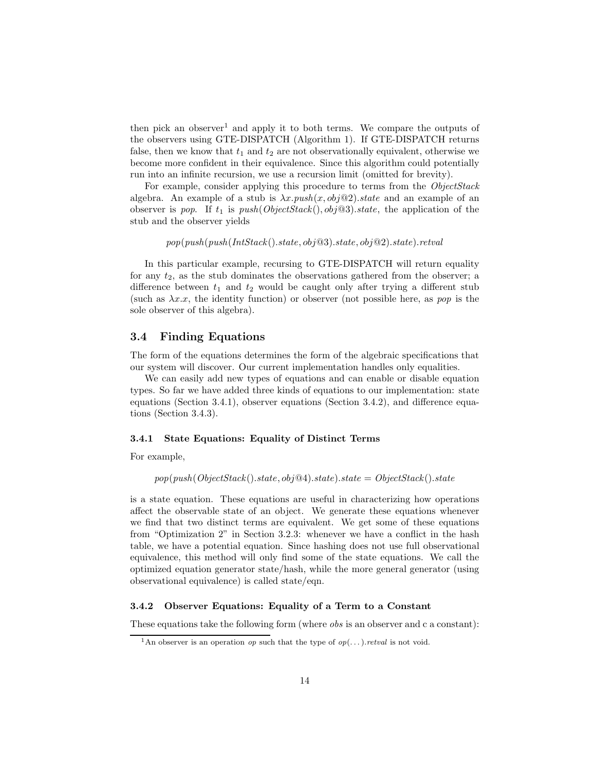then pick an observer[1] and apply it to both terms. We compare the outputs of the observers using GTE-DISPATCH (Algorithm 1). If GTE-DISPATCH returns false, then we know that $t_1$ and $t_2$ are not observationally equivalent, otherwise we become more confident in their equivalence. Since this algorithm could potentially run into an infinite recursion, we use a recursion limit (omitted for brevity).

For example, consider applying this procedure to terms from the *ObjectStack* algebra. An example of a stub is $\lambda x.push(x, obj@2).state$ and an example of an observer is *pop*. If $t_1$ is $push(ObjectStack(), obj@3).state$, the application of the stub and the observer yields

$$pop(push(push(IntStack().state, obj@3).state, obj@2).state).retval$$

In this particular example, recursing to GTE-DISPATCH will return equality for any $t_2$, as the stub dominates the observations gathered from the observer; a difference between $t_1$ and $t_2$ would be caught only after trying a different stub (such as $\lambda x.x$, the identity function) or observer (not possible here, as *pop* is the sole observer of this algebra).

## 3.4 Finding Equations

The form of the equations determines the form of the algebraic specifications that our system will discover. Our current implementation handles only equalities.

We can easily add new types of equations and can enable or disable equation types. So far we have added three kinds of equations to our implementation: state equations (Section 3.4.1), observer equations (Section 3.4.2), and difference equations (Section 3.4.3).

### 3.4.1 State Equations: Equality of Distinct Terms

For example,

$$pop(push(ObjectStack().state, obj@4).state).state = ObjectStack().state$$

is a state equation. These equations are useful in characterizing how operations affect the observable state of an object. We generate these equations whenever we find that two distinct terms are equivalent. We get some of these equations from "Optimization 2" in Section 3.2.3: whenever we have a conflict in the hash table, we have a potential equation. Since hashing does not use full observational equivalence, this method will only find some of the state equations. We call the optimized equation generator state/hash, while the more general generator (using observational equivalence) is called state/eqn.

### 3.4.2 Observer Equations: Equality of a Term to a Constant

These equations take the following form (where *obs* is an observer and c a constant):

[1] An observer is an operation *op* such that the type of $op(\ldots).retval$ is not void.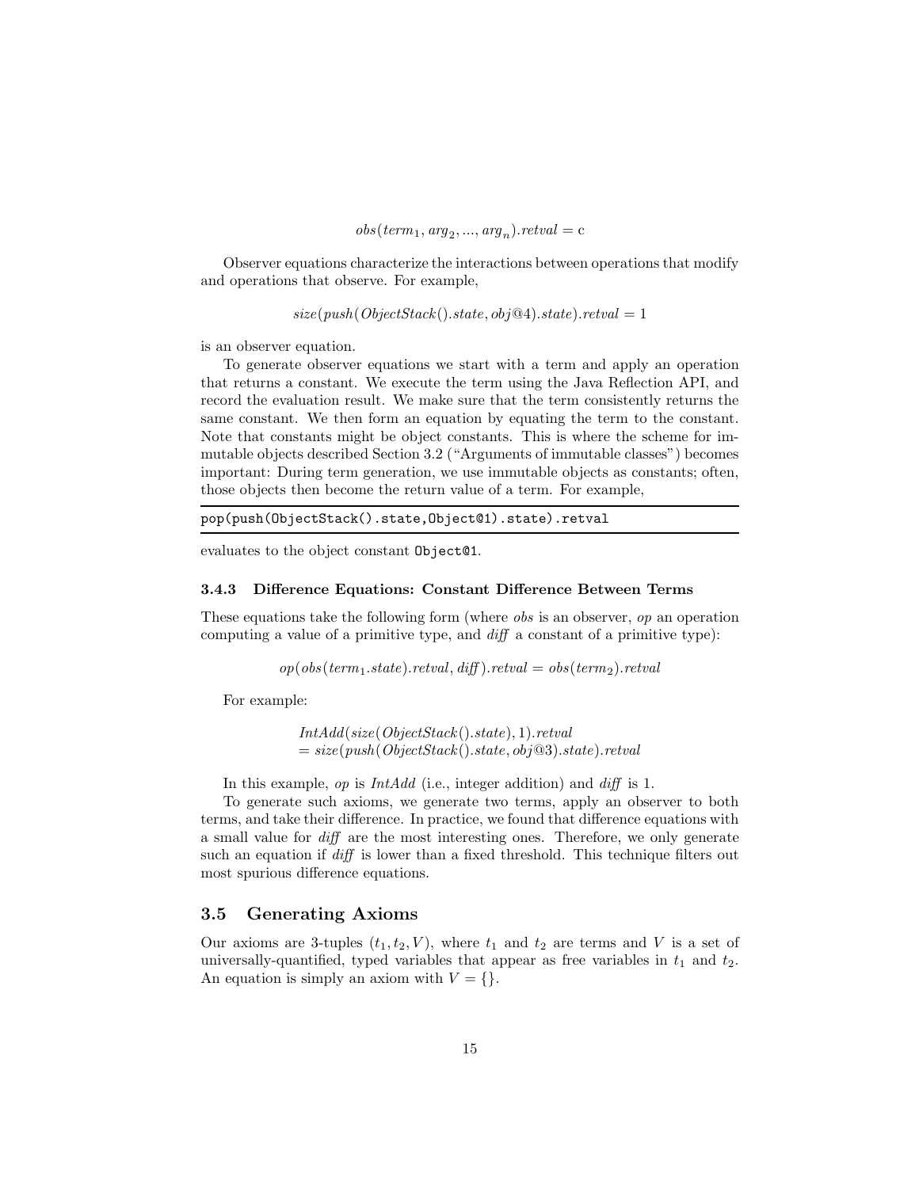$$obs(term_1, arg_2, ..., arg_n).retval = \mathrm{c}$$

Observer equations characterize the interactions between operations that modify and operations that observe. For example,

$$size(push(ObjectStack().state, obj@4).state).retval = 1$$

is an observer equation.

To generate observer equations we start with a term and apply an operation that returns a constant. We execute the term using the Java Reflection API, and record the evaluation result. We make sure that the term consistently returns the same constant. We then form an equation by equating the term to the constant. Note that constants might be object constants. This is where the scheme for immutable objects described Section 3.2 ("Arguments of immutable classes") becomes important: During term generation, we use immutable objects as constants; often, those objects then become the return value of a term. For example,

```
pop(push(ObjectStack().state,Object@1).state).retval
```

evaluates to the object constant `Object@1`.

### 3.4.3 Difference Equations: Constant Difference Between Terms

These equations take the following form (where *obs* is an observer, *op* an operation computing a value of a primitive type, and *diff* a constant of a primitive type):

$$op(obs(term_1.state).retval, diff).retval = obs(term_2).retval$$

For example:

$$\begin{aligned} &IntAdd(size(ObjectStack().state), 1).retval \\ &= size(push(ObjectStack().state, obj@3).state).retval \end{aligned}$$

In this example, *op* is *IntAdd* (i.e., integer addition) and *diff* is 1.

To generate such axioms, we generate two terms, apply an observer to both terms, and take their difference. In practice, we found that difference equations with a small value for *diff* are the most interesting ones. Therefore, we only generate such an equation if *diff* is lower than a fixed threshold. This technique filters out most spurious difference equations.

## 3.5 Generating Axioms

Our axioms are 3-tuples $(t_1, t_2, V)$, where $t_1$ and $t_2$ are terms and $V$ is a set of universally-quantified, typed variables that appear as free variables in $t_1$ and $t_2$. An equation is simply an axiom with $V = \{\}$.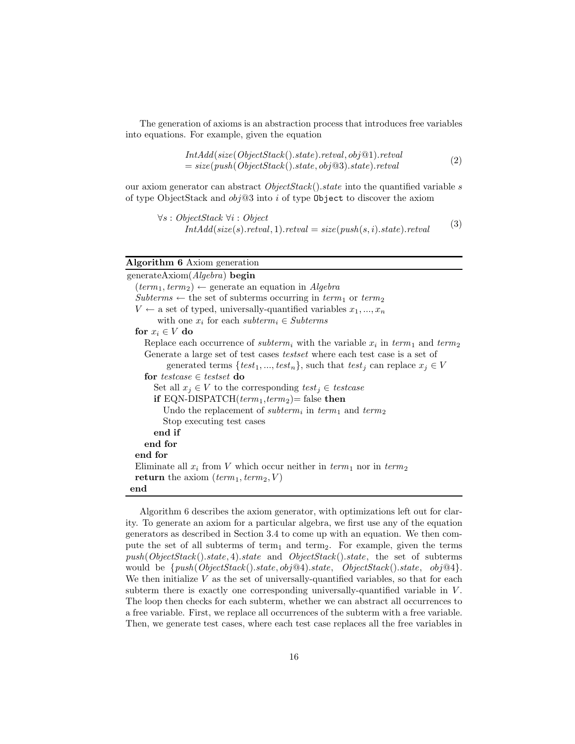The generation of axioms is an abstraction process that introduces free variables into equations. For example, given the equation

$$\begin{aligned} &IntAdd(size(ObjectStack().state).retval, obj@1).retval \\ &= size(push(ObjectStack().state, obj@3).state).retval \end{aligned} \tag{2}$$

our axiom generator can abstract $ObjectStack().state$ into the quantified variable $s$ of type ObjectStack and $obj@3$ into $i$ of type `Object` to discover the axiom

$$\begin{aligned} &\forall s : ObjectStack\ \forall i : Object \\ &\quad IntAdd(size(s).retval, 1).retval = size(push(s, i).state).retval \end{aligned} \tag{3}$$

**Algorithm 6** Axiom generation

```
generateAxiom(Algebra) begin
  (term_1, term_2) ← generate an equation in Algebra
  Subterms ← the set of subterms occurring in term_1 or term_2
  V ← a set of typed, universally-quantified variables x_1, ..., x_n
        with one x_i for each subterm_i ∈ Subterms
  for x_i ∈ V do
    Replace each occurrence of subterm_i with the variable x_i in term_1 and term_2
    Generate a large set of test cases testset where each test case is a set of
          generated terms {test_1, ..., test_n}, such that test_j can replace x_j ∈ V
    for testcase ∈ testset do
      Set all x_j ∈ V to the corresponding test_j ∈ testcase
      if EQN-DISPATCH(term_1,term_2)= false then
        Undo the replacement of subterm_i in term_1 and term_2
        Stop executing test cases
      end if
    end for
  end for
  Eliminate all x_i from V which occur neither in term_1 nor in term_2
  return the axiom (term_1, term_2, V)
end
```

Algorithm 6 describes the axiom generator, with optimizations left out for clarity. To generate an axiom for a particular algebra, we first use any of the equation generators as described in Section 3.4 to come up with an equation. We then compute the set of all subterms of $term_1$ and $term_2$. For example, given the terms $push(ObjectStack().state, 4).state$ and $ObjectStack().state$, the set of subterms would be $\{push(ObjectStack().state, obj@4).state,\ ObjectStack().state,\ obj@4\}$. We then initialize $V$ as the set of universally-quantified variables, so that for each subterm there is exactly one corresponding universally-quantified variable in $V$. The loop then checks for each subterm, whether we can abstract all occurrences to a free variable. First, we replace all occurrences of the subterm with a free variable. Then, we generate test cases, where each test case replaces all the free variables in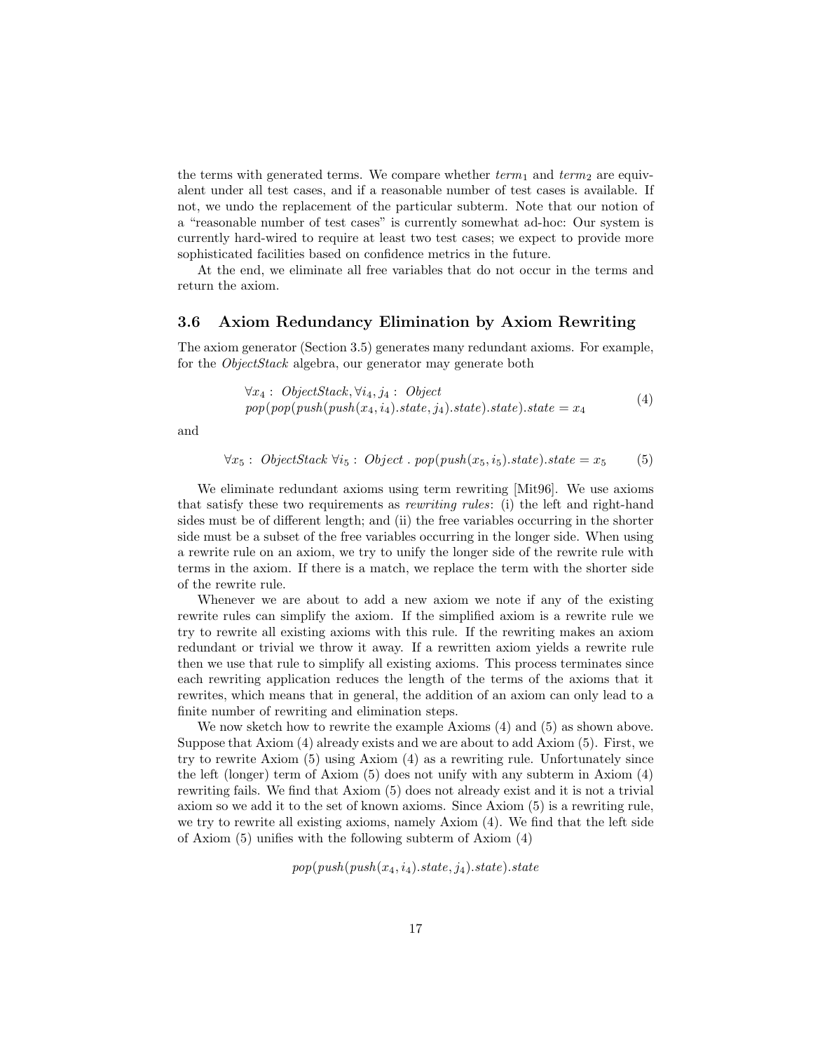the terms with generated terms. We compare whether $term_1$ and $term_2$ are equivalent under all test cases, and if a reasonable number of test cases is available. If not, we undo the replacement of the particular subterm. Note that our notion of a "reasonable number of test cases" is currently somewhat ad-hoc: Our system is currently hard-wired to require at least two test cases; we expect to provide more sophisticated facilities based on confidence metrics in the future.

At the end, we eliminate all free variables that do not occur in the terms and return the axiom.

### 3.6 Axiom Redundancy Elimination by Axiom Rewriting

The axiom generator (Section 3.5) generates many redundant axioms. For example, for the *ObjectStack* algebra, our generator may generate both

$$\begin{array}{l} \forall x_4 : \ \mathit{ObjectStack}, \forall i_4, j_4 : \ \mathit{Object} \\ \mathit{pop}(\mathit{pop}(\mathit{push}(\mathit{push}(x_4, i_4).\mathit{state}, j_4).\mathit{state}).\mathit{state}).\mathit{state} = x_4 \end{array} \tag{4}$$

and

$$\forall x_5 : \ \mathit{ObjectStack} \ \forall i_5 : \ \mathit{Object} \ . \ \mathit{pop}(\mathit{push}(x_5, i_5).\mathit{state}).\mathit{state} = x_5 \tag{5}$$

We eliminate redundant axioms using term rewriting [Mit96]. We use axioms that satisfy these two requirements as *rewriting rules*: (i) the left and right-hand sides must be of different length; and (ii) the free variables occurring in the shorter side must be a subset of the free variables occurring in the longer side. When using a rewrite rule on an axiom, we try to unify the longer side of the rewrite rule with terms in the axiom. If there is a match, we replace the term with the shorter side of the rewrite rule.

Whenever we are about to add a new axiom we note if any of the existing rewrite rules can simplify the axiom. If the simplified axiom is a rewrite rule we try to rewrite all existing axioms with this rule. If the rewriting makes an axiom redundant or trivial we throw it away. If a rewritten axiom yields a rewrite rule then we use that rule to simplify all existing axioms. This process terminates since each rewriting application reduces the length of the terms of the axioms that it rewrites, which means that in general, the addition of an axiom can only lead to a finite number of rewriting and elimination steps.

We now sketch how to rewrite the example Axioms (4) and (5) as shown above. Suppose that Axiom (4) already exists and we are about to add Axiom (5). First, we try to rewrite Axiom (5) using Axiom (4) as a rewriting rule. Unfortunately since the left (longer) term of Axiom (5) does not unify with any subterm in Axiom (4) rewriting fails. We find that Axiom (5) does not already exist and it is not a trivial axiom so we add it to the set of known axioms. Since Axiom (5) is a rewriting rule, we try to rewrite all existing axioms, namely Axiom (4). We find that the left side of Axiom (5) unifies with the following subterm of Axiom (4)

$$\mathit{pop}(\mathit{push}(\mathit{push}(x_4, i_4).\mathit{state}, j_4).\mathit{state}).\mathit{state}$$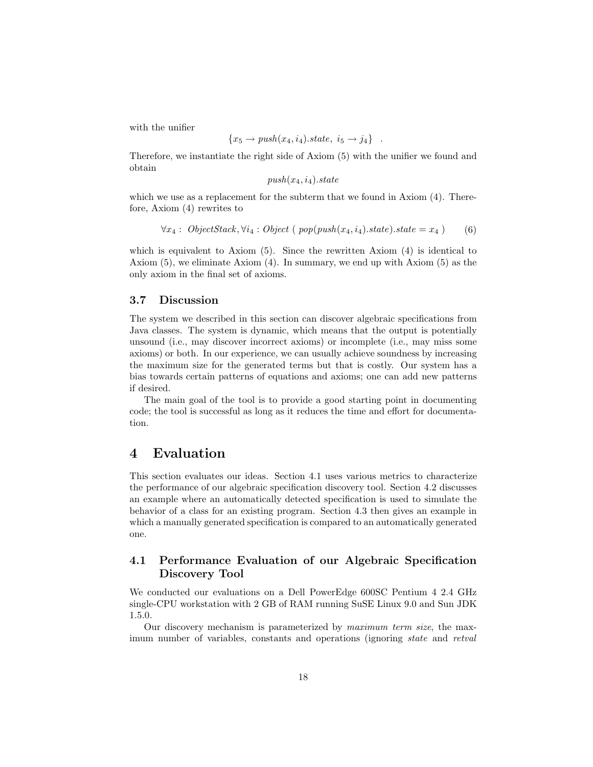with the unifier

$$\{x_5 \rightarrow push(x_4, i_4).state,\ i_5 \rightarrow j_4\} \quad .$$

Therefore, we instantiate the right side of Axiom (5) with the unifier we found and obtain

$$push(x_4, i_4).state$$

which we use as a replacement for the subterm that we found in Axiom (4). Therefore, Axiom (4) rewrites to

$$\forall x_4 : \ ObjectStack, \forall i_4 : Object \ ( \ pop(push(x_4, i_4).state).state = x_4 \ ) \qquad (6)$$

which is equivalent to Axiom (5). Since the rewritten Axiom (4) is identical to Axiom (5), we eliminate Axiom (4). In summary, we end up with Axiom (5) as the only axiom in the final set of axioms.

### 3.7 Discussion

The system we described in this section can discover algebraic specifications from Java classes. The system is dynamic, which means that the output is potentially unsound (i.e., may discover incorrect axioms) or incomplete (i.e., may miss some axioms) or both. In our experience, we can usually achieve soundness by increasing the maximum size for the generated terms but that is costly. Our system has a bias towards certain patterns of equations and axioms; one can add new patterns if desired.

The main goal of the tool is to provide a good starting point in documenting code; the tool is successful as long as it reduces the time and effort for documentation.

## 4 Evaluation

This section evaluates our ideas. Section 4.1 uses various metrics to characterize the performance of our algebraic specification discovery tool. Section 4.2 discusses an example where an automatically detected specification is used to simulate the behavior of a class for an existing program. Section 4.3 then gives an example in which a manually generated specification is compared to an automatically generated one.

### 4.1 Performance Evaluation of our Algebraic Specification Discovery Tool

We conducted our evaluations on a Dell PowerEdge 600SC Pentium 4 2.4 GHz single-CPU workstation with 2 GB of RAM running SuSE Linux 9.0 and Sun JDK 1.5.0.

Our discovery mechanism is parameterized by *maximum term size*, the maximum number of variables, constants and operations (ignoring *state* and *retval*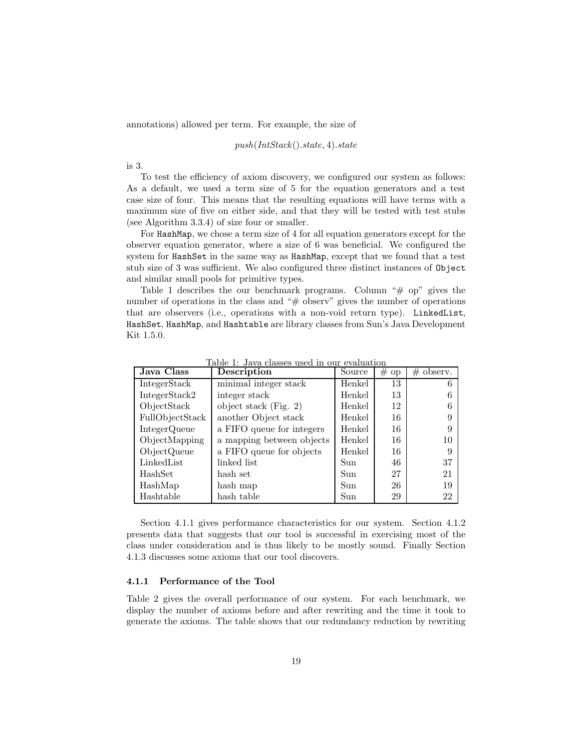annotations) allowed per term. For example, the size of

$$push(IntStack().state, 4).state$$

is 3.

To test the efficiency of axiom discovery, we configured our system as follows: As a default, we used a term size of 5 for the equation generators and a test case size of four. This means that the resulting equations will have terms with a maximum size of five on either side, and that they will be tested with test stubs (see Algorithm 3.3.4) of size four or smaller.

For `HashMap`, we chose a term size of 4 for all equation generators except for the observer equation generator, where a size of 6 was beneficial. We configured the system for `HashSet` in the same way as `HashMap`, except that we found that a test stub size of 3 was sufficient. We also configured three distinct instances of `Object` and similar small pools for primitive types.

Table 1 describes the our benchmark programs. Column "# op" gives the number of operations in the class and "# observ" gives the number of operations that are observers (i.e., operations with a non-void return type). `LinkedList`, `HashSet`, `HashMap`, and `Hashtable` are library classes from Sun's Java Development Kit 1.5.0.

Table 1: Java classes used in our evaluation

| Java Class | Description | Source | # op | # observ. |
|---|---|---|---|---|
| IntegerStack | minimal integer stack | Henkel | 13 | 6 |
| IntegerStack2 | integer stack | Henkel | 13 | 6 |
| ObjectStack | object stack (Fig. 2) | Henkel | 12 | 6 |
| FullObjectStack | another Object stack | Henkel | 16 | 9 |
| IntegerQueue | a FIFO queue for integers | Henkel | 16 | 9 |
| ObjectMapping | a mapping between objects | Henkel | 16 | 10 |
| ObjectQueue | a FIFO queue for objects | Henkel | 16 | 9 |
| LinkedList | linked list | Sun | 46 | 37 |
| HashSet | hash set | Sun | 27 | 21 |
| HashMap | hash map | Sun | 26 | 19 |
| Hashtable | hash table | Sun | 29 | 22 |

Section 4.1.1 gives performance characteristics for our system. Section 4.1.2 presents data that suggests that our tool is successful in exercising most of the class under consideration and is thus likely to be mostly sound. Finally Section 4.1.3 discusses some axioms that our tool discovers.

#### 4.1.1 Performance of the Tool

Table 2 gives the overall performance of our system. For each benchmark, we display the number of axioms before and after rewriting and the time it took to generate the axioms. The table shows that our redundancy reduction by rewriting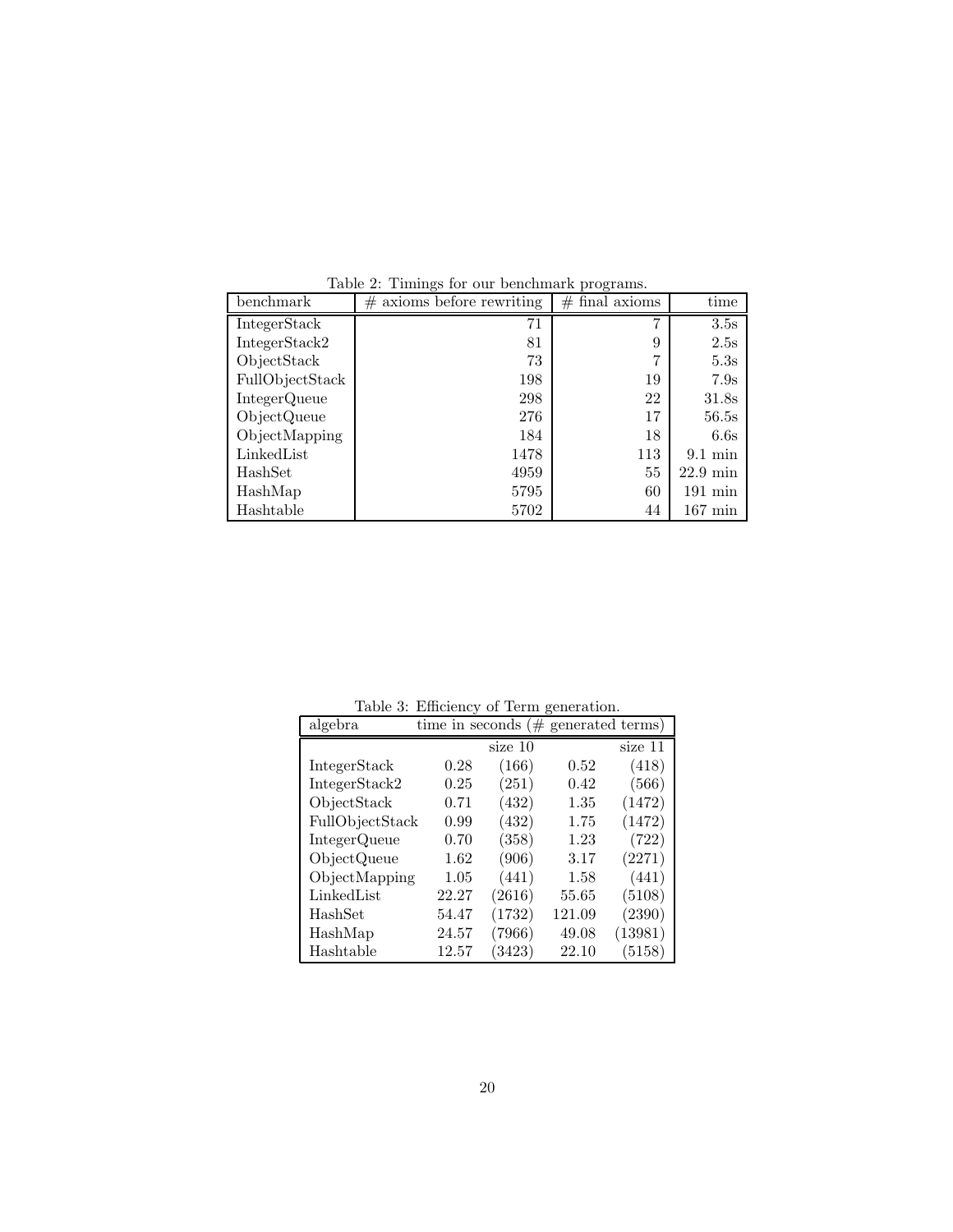Table 2: Timings for our benchmark programs.

| benchmark | # axioms before rewriting | # final axioms | time |
|---|---|---|---|
| IntegerStack | 71 | 7 | 3.5s |
| IntegerStack2 | 81 | 9 | 2.5s |
| ObjectStack | 73 | 7 | 5.3s |
| FullObjectStack | 198 | 19 | 7.9s |
| IntegerQueue | 298 | 22 | 31.8s |
| ObjectQueue | 276 | 17 | 56.5s |
| ObjectMapping | 184 | 18 | 6.6s |
| LinkedList | 1478 | 113 | 9.1 min |
| HashSet | 4959 | 55 | 22.9 min |
| HashMap | 5795 | 60 | 191 min |
| Hashtable | 5702 | 44 | 167 min |

Table 3: Efficiency of Term generation.

| algebra | time in seconds (# generated terms) | | | |
|---|---|---|---|---|
| | | size 10 | | size 11 |
| IntegerStack | 0.28 | (166) | 0.52 | (418) |
| IntegerStack2 | 0.25 | (251) | 0.42 | (566) |
| ObjectStack | 0.71 | (432) | 1.35 | (1472) |
| FullObjectStack | 0.99 | (432) | 1.75 | (1472) |
| IntegerQueue | 0.70 | (358) | 1.23 | (722) |
| ObjectQueue | 1.62 | (906) | 3.17 | (2271) |
| ObjectMapping | 1.05 | (441) | 1.58 | (441) |
| LinkedList | 22.27 | (2616) | 55.65 | (5108) |
| HashSet | 54.47 | (1732) | 121.09 | (2390) |
| HashMap | 24.57 | (7966) | 49.08 | (13981) |
| Hashtable | 12.57 | (3423) | 22.10 | (5158) |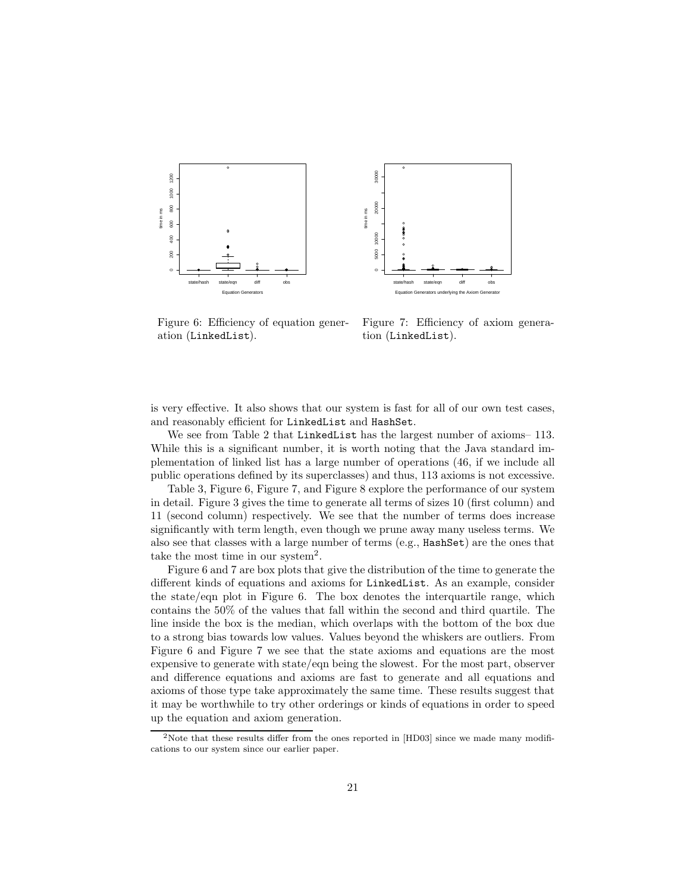Figure 6: Efficiency of equation generation (`LinkedList`).

Figure 7: Efficiency of axiom generation (`LinkedList`).

is very effective. It also shows that our system is fast for all of our own test cases, and reasonably efficient for `LinkedList` and `HashSet`.

We see from Table 2 that `LinkedList` has the largest number of axioms– 113. While this is a significant number, it is worth noting that the Java standard implementation of linked list has a large number of operations (46, if we include all public operations defined by its superclasses) and thus, 113 axioms is not excessive.

Table 3, Figure 6, Figure 7, and Figure 8 explore the performance of our system in detail. Figure 3 gives the time to generate all terms of sizes 10 (first column) and 11 (second column) respectively. We see that the number of terms does increase significantly with term length, even though we prune away many useless terms. We also see that classes with a large number of terms (e.g., `HashSet`) are the ones that take the most time in our system[2].

Figure 6 and 7 are box plots that give the distribution of the time to generate the different kinds of equations and axioms for `LinkedList`. As an example, consider the state/eqn plot in Figure 6. The box denotes the interquartile range, which contains the 50% of the values that fall within the second and third quartile. The line inside the box is the median, which overlaps with the bottom of the box due to a strong bias towards low values. Values beyond the whiskers are outliers. From Figure 6 and Figure 7 we see that the state axioms and equations are the most expensive to generate with state/eqn being the slowest. For the most part, observer and difference equations and axioms are fast to generate and all equations and axioms of those type take approximately the same time. These results suggest that it may be worthwhile to try other orderings or kinds of equations in order to speed up the equation and axiom generation.

[2]Note that these results differ from the ones reported in [HD03] since we made many modifications to our system since our earlier paper.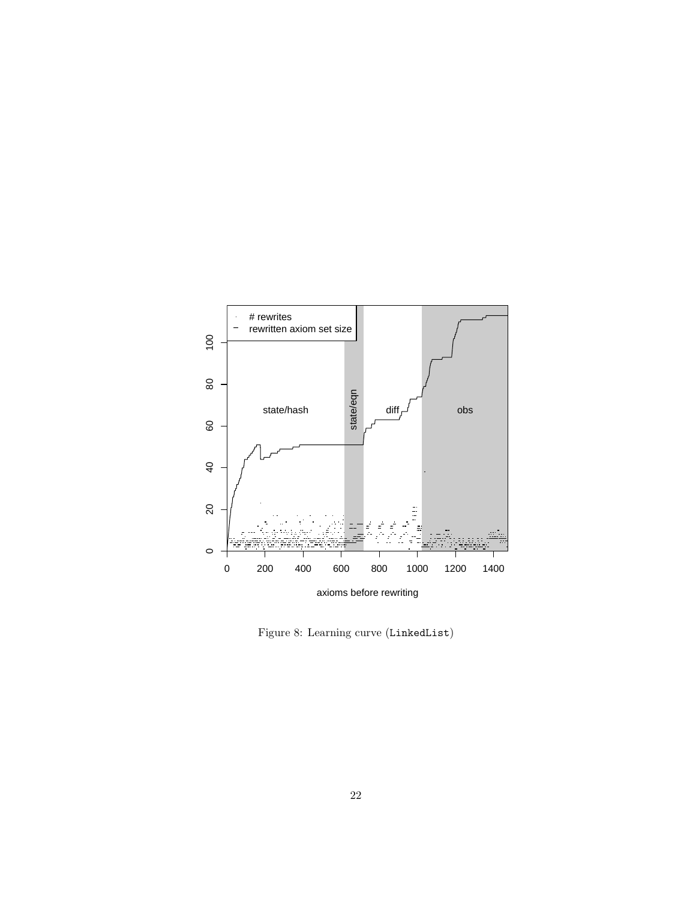Figure 8: Learning curve (`LinkedList`)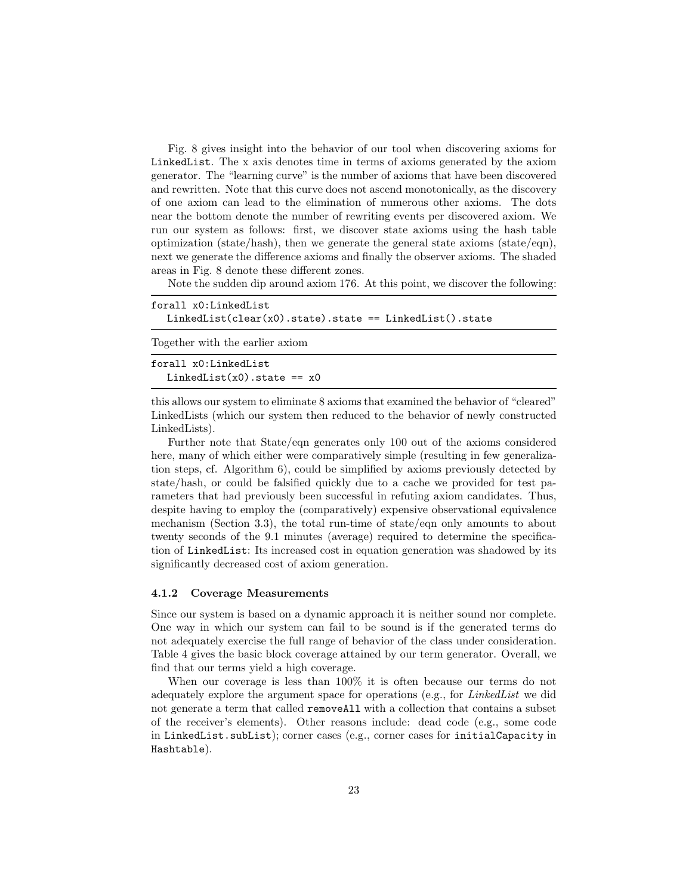Fig. 8 gives insight into the behavior of our tool when discovering axioms for `LinkedList`. The x axis denotes time in terms of axioms generated by the axiom generator. The "learning curve" is the number of axioms that have been discovered and rewritten. Note that this curve does not ascend monotonically, as the discovery of one axiom can lead to the elimination of numerous other axioms. The dots near the bottom denote the number of rewriting events per discovered axiom. We run our system as follows: first, we discover state axioms using the hash table optimization (state/hash), then we generate the general state axioms (state/eqn), next we generate the difference axioms and finally the observer axioms. The shaded areas in Fig. 8 denote these different zones.

Note the sudden dip around axiom 176. At this point, we discover the following:

```
forall x0:LinkedList
  LinkedList(clear(x0).state).state == LinkedList().state
```

Together with the earlier axiom

```
forall x0:LinkedList
  LinkedList(x0).state == x0
```

this allows our system to eliminate 8 axioms that examined the behavior of "cleared" LinkedLists (which our system then reduced to the behavior of newly constructed LinkedLists).

Further note that State/eqn generates only 100 out of the axioms considered here, many of which either were comparatively simple (resulting in few generalization steps, cf. Algorithm 6), could be simplified by axioms previously detected by state/hash, or could be falsified quickly due to a cache we provided for test parameters that had previously been successful in refuting axiom candidates. Thus, despite having to employ the (comparatively) expensive observational equivalence mechanism (Section 3.3), the total run-time of state/eqn only amounts to about twenty seconds of the 9.1 minutes (average) required to determine the specification of `LinkedList`: Its increased cost in equation generation was shadowed by its significantly decreased cost of axiom generation.

### 4.1.2 Coverage Measurements

Since our system is based on a dynamic approach it is neither sound nor complete. One way in which our system can fail to be sound is if the generated terms do not adequately exercise the full range of behavior of the class under consideration. Table 4 gives the basic block coverage attained by our term generator. Overall, we find that our terms yield a high coverage.

When our coverage is less than 100% it is often because our terms do not adequately explore the argument space for operations (e.g., for *LinkedList* we did not generate a term that called `removeAll` with a collection that contains a subset of the receiver's elements). Other reasons include: dead code (e.g., some code in `LinkedList.subList`); corner cases (e.g., corner cases for `initialCapacity` in `Hashtable`).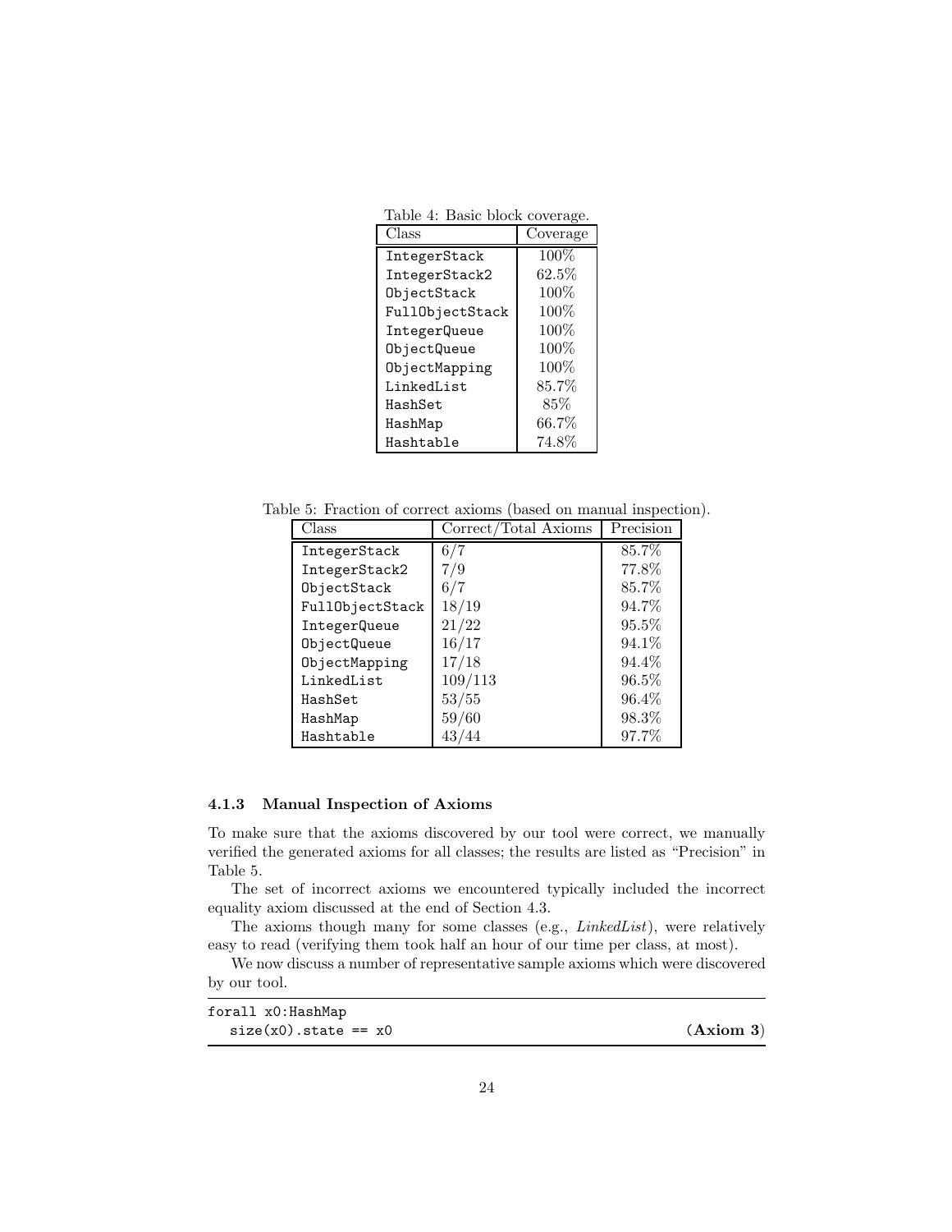Table 4: Basic block coverage.

| Class | Coverage |
| --- | --- |
| `IntegerStack` | 100% |
| `IntegerStack2` | 62.5% |
| `ObjectStack` | 100% |
| `FullObjectStack` | 100% |
| `IntegerQueue` | 100% |
| `ObjectQueue` | 100% |
| `ObjectMapping` | 100% |
| `LinkedList` | 85.7% |
| `HashSet` | 85% |
| `HashMap` | 66.7% |
| `Hashtable` | 74.8% |

Table 5: Fraction of correct axioms (based on manual inspection).

| Class | Correct/Total Axioms | Precision |
| --- | --- | --- |
| `IntegerStack` | 6/7 | 85.7% |
| `IntegerStack2` | 7/9 | 77.8% |
| `ObjectStack` | 6/7 | 85.7% |
| `FullObjectStack` | 18/19 | 94.7% |
| `IntegerQueue` | 21/22 | 95.5% |
| `ObjectQueue` | 16/17 | 94.1% |
| `ObjectMapping` | 17/18 | 94.4% |
| `LinkedList` | 109/113 | 96.5% |
| `HashSet` | 53/55 | 96.4% |
| `HashMap` | 59/60 | 98.3% |
| `Hashtable` | 43/44 | 97.7% |

### 4.1.3 Manual Inspection of Axioms

To make sure that the axioms discovered by our tool were correct, we manually verified the generated axioms for all classes; the results are listed as "Precision" in Table 5.

The set of incorrect axioms we encountered typically included the incorrect equality axiom discussed at the end of Section 4.3.

The axioms though many for some classes (e.g., *LinkedList*), were relatively easy to read (verifying them took half an hour of our time per class, at most).

We now discuss a number of representative sample axioms which were discovered by our tool.

```
forall x0:HashMap
  size(x0).state == x0                                    (Axiom 3)
```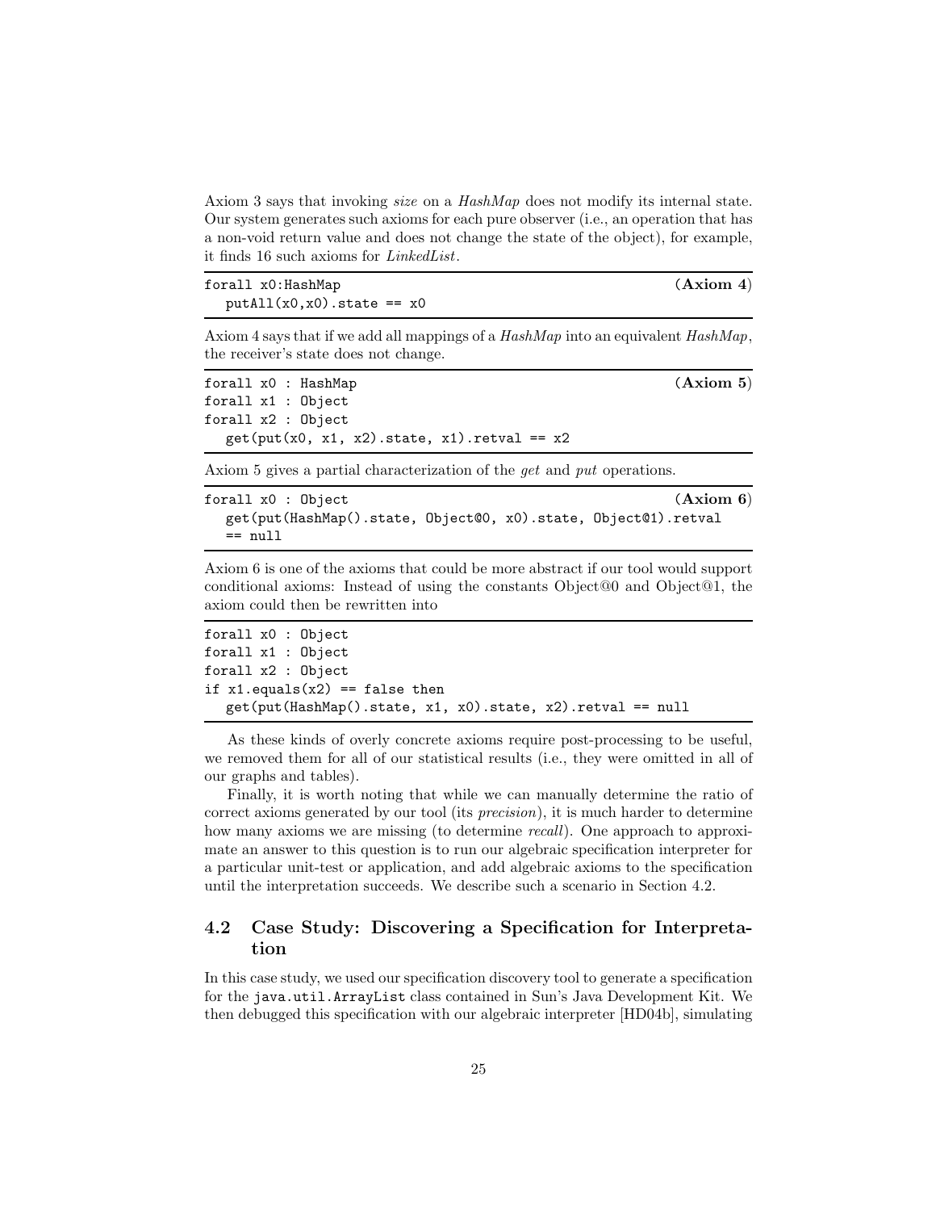Axiom 3 says that invoking *size* on a *HashMap* does not modify its internal state. Our system generates such axioms for each pure observer (i.e., an operation that has a non-void return value and does not change the state of the object), for example, it finds 16 such axioms for *LinkedList*.

```
forall x0:HashMap                                                    (Axiom 4)
  putAll(x0,x0).state == x0
```

Axiom 4 says that if we add all mappings of a *HashMap* into an equivalent *HashMap*, the receiver's state does not change.

```
forall x0 : HashMap                                                  (Axiom 5)
forall x1 : Object
forall x2 : Object
  get(put(x0, x1, x2).state, x1).retval == x2
```

Axiom 5 gives a partial characterization of the *get* and *put* operations.

```
forall x0 : Object                                                   (Axiom 6)
  get(put(HashMap().state, Object@0, x0).state, Object@1).retval
  == null
```

Axiom 6 is one of the axioms that could be more abstract if our tool would support conditional axioms: Instead of using the constants Object@0 and Object@1, the axiom could then be rewritten into

```
forall x0 : Object
forall x1 : Object
forall x2 : Object
if x1.equals(x2) == false then
  get(put(HashMap().state, x1, x0).state, x2).retval == null
```

As these kinds of overly concrete axioms require post-processing to be useful, we removed them for all of our statistical results (i.e., they were omitted in all of our graphs and tables).

Finally, it is worth noting that while we can manually determine the ratio of correct axioms generated by our tool (its *precision*), it is much harder to determine how many axioms we are missing (to determine *recall*). One approach to approximate an answer to this question is to run our algebraic specification interpreter for a particular unit-test or application, and add algebraic axioms to the specification until the interpretation succeeds. We describe such a scenario in Section 4.2.

## 4.2 Case Study: Discovering a Specification for Interpretation

In this case study, we used our specification discovery tool to generate a specification for the `java.util.ArrayList` class contained in Sun's Java Development Kit. We then debugged this specification with our algebraic interpreter [HD04b], simulating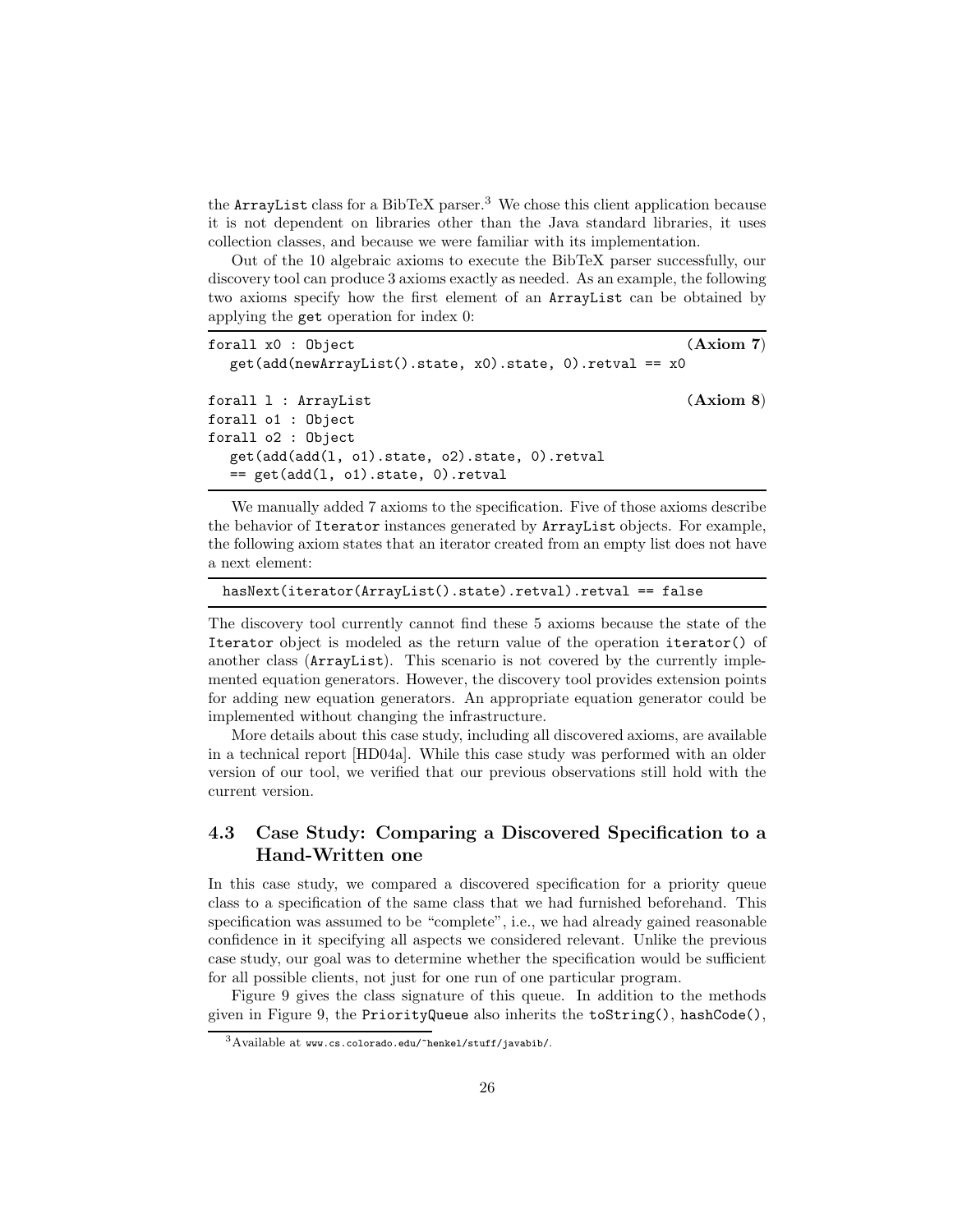the ArrayList class for a BibTeX parser.[3] We chose this client application because it is not dependent on libraries other than the Java standard libraries, it uses collection classes, and because we were familiar with its implementation.

Out of the 10 algebraic axioms to execute the BibTeX parser successfully, our discovery tool can produce 3 axioms exactly as needed. As an example, the following two axioms specify how the first element of an ArrayList can be obtained by applying the get operation for index 0:

```
forall x0 : Object                                                    (Axiom 7)
  get(add(newArrayList().state, x0).state, 0).retval == x0

forall l : ArrayList                                                  (Axiom 8)
forall o1 : Object
forall o2 : Object
  get(add(add(l, o1).state, o2).state, 0).retval
  == get(add(l, o1).state, 0).retval
```

We manually added 7 axioms to the specification. Five of those axioms describe the behavior of Iterator instances generated by ArrayList objects. For example, the following axiom states that an iterator created from an empty list does not have a next element:

```
hasNext(iterator(ArrayList().state).retval).retval == false
```

The discovery tool currently cannot find these 5 axioms because the state of the Iterator object is modeled as the return value of the operation iterator() of another class (ArrayList). This scenario is not covered by the currently implemented equation generators. However, the discovery tool provides extension points for adding new equation generators. An appropriate equation generator could be implemented without changing the infrastructure.

More details about this case study, including all discovered axioms, are available in a technical report [HD04a]. While this case study was performed with an older version of our tool, we verified that our previous observations still hold with the current version.

## 4.3 Case Study: Comparing a Discovered Specification to a Hand-Written one

In this case study, we compared a discovered specification for a priority queue class to a specification of the same class that we had furnished beforehand. This specification was assumed to be "complete", i.e., we had already gained reasonable confidence in it specifying all aspects we considered relevant. Unlike the previous case study, our goal was to determine whether the specification would be sufficient for all possible clients, not just for one run of one particular program.

Figure 9 gives the class signature of this queue. In addition to the methods given in Figure 9, the PriorityQueue also inherits the toString(), hashCode(),

[3] Available at www.cs.colorado.edu/~henkel/stuff/javabib/.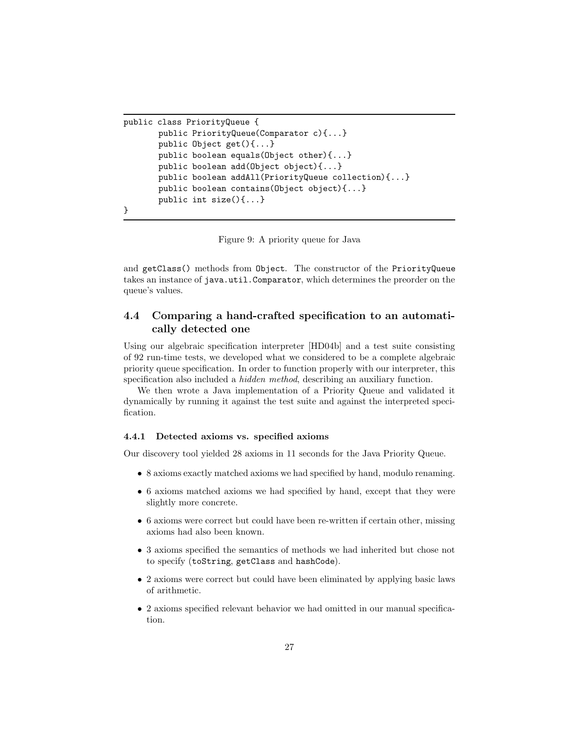```
public class PriorityQueue {
        public PriorityQueue(Comparator c){...}
        public Object get(){...}
        public boolean equals(Object other){...}
        public boolean add(Object object){...}
        public boolean addAll(PriorityQueue collection){...}
        public boolean contains(Object object){...}
        public int size(){...}
}
```

Figure 9: A priority queue for Java

and `getClass()` methods from `Object`. The constructor of the `PriorityQueue` takes an instance of `java.util.Comparator`, which determines the preorder on the queue's values.

## 4.4 Comparing a hand-crafted specification to an automatically detected one

Using our algebraic specification interpreter [HD04b] and a test suite consisting of 92 run-time tests, we developed what we considered to be a complete algebraic priority queue specification. In order to function properly with our interpreter, this specification also included a *hidden method*, describing an auxiliary function.

We then wrote a Java implementation of a Priority Queue and validated it dynamically by running it against the test suite and against the interpreted specification.

### 4.4.1 Detected axioms vs. specified axioms

Our discovery tool yielded 28 axioms in 11 seconds for the Java Priority Queue.

- 8 axioms exactly matched axioms we had specified by hand, modulo renaming.
- 6 axioms matched axioms we had specified by hand, except that they were slightly more concrete.
- 6 axioms were correct but could have been re-written if certain other, missing axioms had also been known.
- 3 axioms specified the semantics of methods we had inherited but chose not to specify (`toString`, `getClass` and `hashCode`).
- 2 axioms were correct but could have been eliminated by applying basic laws of arithmetic.
- 2 axioms specified relevant behavior we had omitted in our manual specification.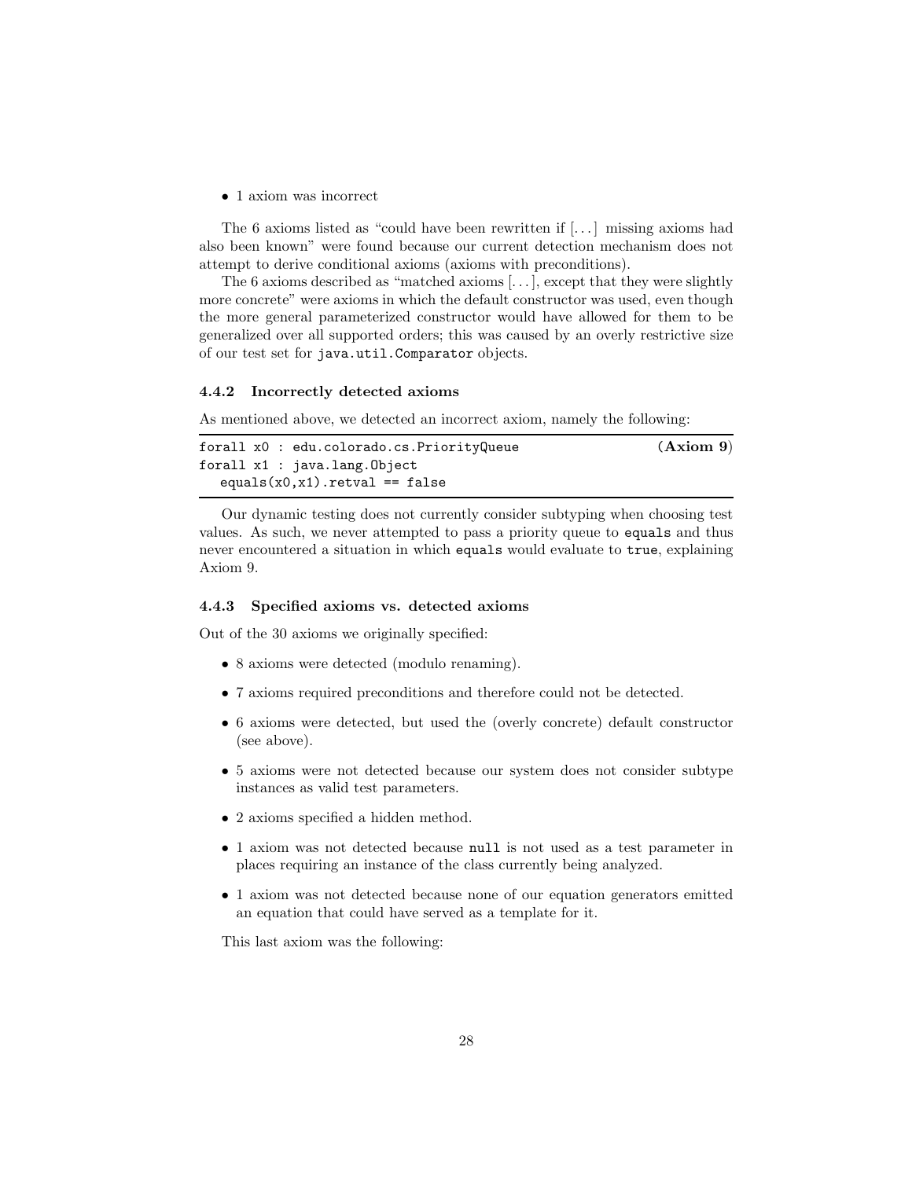- 1 axiom was incorrect

The 6 axioms listed as "could have been rewritten if [. . . ] missing axioms had also been known" were found because our current detection mechanism does not attempt to derive conditional axioms (axioms with preconditions).

The 6 axioms described as "matched axioms [. . . ], except that they were slightly more concrete" were axioms in which the default constructor was used, even though the more general parameterized constructor would have allowed for them to be generalized over all supported orders; this was caused by an overly restrictive size of our test set for `java.util.Comparator` objects.

### 4.4.2 Incorrectly detected axioms

As mentioned above, we detected an incorrect axiom, namely the following:

```
forall x0 : edu.colorado.cs.PriorityQueue                    (Axiom 9)
forall x1 : java.lang.Object
   equals(x0,x1).retval == false
```

Our dynamic testing does not currently consider subtyping when choosing test values. As such, we never attempted to pass a priority queue to `equals` and thus never encountered a situation in which `equals` would evaluate to `true`, explaining Axiom 9.

### 4.4.3 Specified axioms vs. detected axioms

Out of the 30 axioms we originally specified:

- 8 axioms were detected (modulo renaming).
- 7 axioms required preconditions and therefore could not be detected.
- 6 axioms were detected, but used the (overly concrete) default constructor (see above).
- 5 axioms were not detected because our system does not consider subtype instances as valid test parameters.
- 2 axioms specified a hidden method.
- 1 axiom was not detected because `null` is not used as a test parameter in places requiring an instance of the class currently being analyzed.
- 1 axiom was not detected because none of our equation generators emitted an equation that could have served as a template for it.

This last axiom was the following: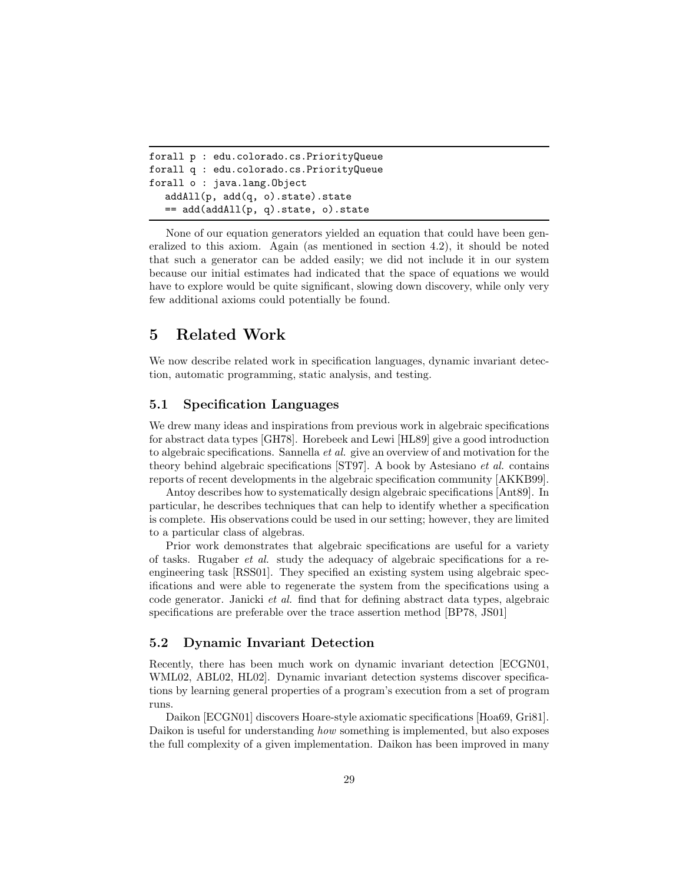```
forall p : edu.colorado.cs.PriorityQueue
forall q : edu.colorado.cs.PriorityQueue
forall o : java.lang.Object
   addAll(p, add(q, o).state).state
   == add(addAll(p, q).state, o).state
```

None of our equation generators yielded an equation that could have been generalized to this axiom. Again (as mentioned in section 4.2), it should be noted that such a generator can be added easily; we did not include it in our system because our initial estimates had indicated that the space of equations we would have to explore would be quite significant, slowing down discovery, while only very few additional axioms could potentially be found.

# 5 Related Work

We now describe related work in specification languages, dynamic invariant detection, automatic programming, static analysis, and testing.

## 5.1 Specification Languages

We drew many ideas and inspirations from previous work in algebraic specifications for abstract data types [GH78]. Horebeek and Lewi [HL89] give a good introduction to algebraic specifications. Sannella *et al.* give an overview of and motivation for the theory behind algebraic specifications [ST97]. A book by Astesiano *et al.* contains reports of recent developments in the algebraic specification community [AKKB99].

Antoy describes how to systematically design algebraic specifications [Ant89]. In particular, he describes techniques that can help to identify whether a specification is complete. His observations could be used in our setting; however, they are limited to a particular class of algebras.

Prior work demonstrates that algebraic specifications are useful for a variety of tasks. Rugaber *et al.* study the adequacy of algebraic specifications for a reengineering task [RSS01]. They specified an existing system using algebraic specifications and were able to regenerate the system from the specifications using a code generator. Janicki *et al.* find that for defining abstract data types, algebraic specifications are preferable over the trace assertion method [BP78, JS01]

## 5.2 Dynamic Invariant Detection

Recently, there has been much work on dynamic invariant detection [ECGN01, WML02, ABL02, HL02]. Dynamic invariant detection systems discover specifications by learning general properties of a program's execution from a set of program runs.

Daikon [ECGN01] discovers Hoare-style axiomatic specifications [Hoa69, Gri81]. Daikon is useful for understanding *how* something is implemented, but also exposes the full complexity of a given implementation. Daikon has been improved in many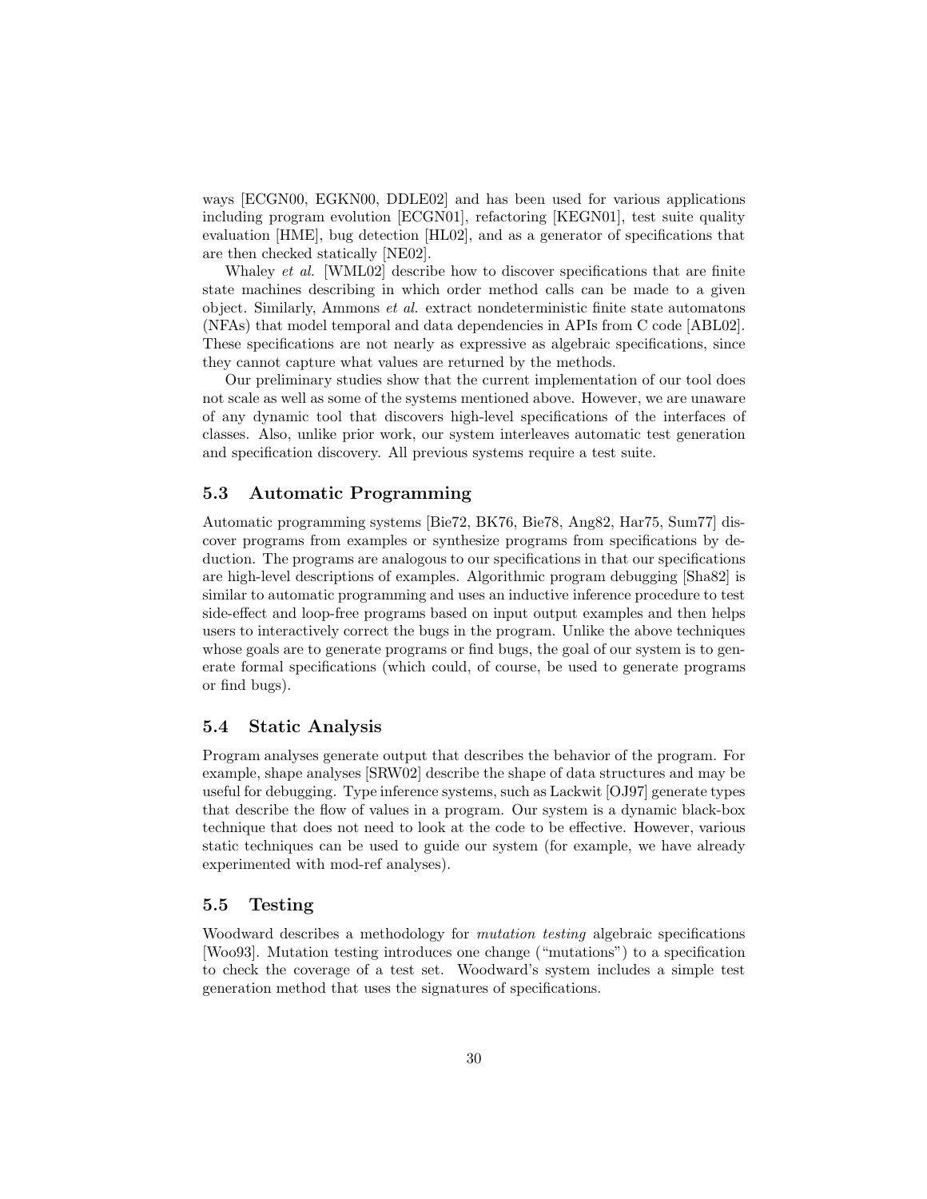ways [ECGN00, EGKN00, DDLE02] and has been used for various applications including program evolution [ECGN01], refactoring [KEGN01], test suite quality evaluation [HME], bug detection [HL02], and as a generator of specifications that are then checked statically [NE02].

Whaley *et al.* [WML02] describe how to discover specifications that are finite state machines describing in which order method calls can be made to a given object. Similarly, Ammons *et al.* extract nondeterministic finite state automatons (NFAs) that model temporal and data dependencies in APIs from C code [ABL02]. These specifications are not nearly as expressive as algebraic specifications, since they cannot capture what values are returned by the methods.

Our preliminary studies show that the current implementation of our tool does not scale as well as some of the systems mentioned above. However, we are unaware of any dynamic tool that discovers high-level specifications of the interfaces of classes. Also, unlike prior work, our system interleaves automatic test generation and specification discovery. All previous systems require a test suite.

## 5.3 Automatic Programming

Automatic programming systems [Bie72, BK76, Bie78, Ang82, Har75, Sum77] discover programs from examples or synthesize programs from specifications by deduction. The programs are analogous to our specifications in that our specifications are high-level descriptions of examples. Algorithmic program debugging [Sha82] is similar to automatic programming and uses an inductive inference procedure to test side-effect and loop-free programs based on input output examples and then helps users to interactively correct the bugs in the program. Unlike the above techniques whose goals are to generate programs or find bugs, the goal of our system is to generate formal specifications (which could, of course, be used to generate programs or find bugs).

## 5.4 Static Analysis

Program analyses generate output that describes the behavior of the program. For example, shape analyses [SRW02] describe the shape of data structures and may be useful for debugging. Type inference systems, such as Lackwit [OJ97] generate types that describe the flow of values in a program. Our system is a dynamic black-box technique that does not need to look at the code to be effective. However, various static techniques can be used to guide our system (for example, we have already experimented with mod-ref analyses).

## 5.5 Testing

Woodward describes a methodology for *mutation testing* algebraic specifications [Woo93]. Mutation testing introduces one change ("mutations") to a specification to check the coverage of a test set. Woodward's system includes a simple test generation method that uses the signatures of specifications.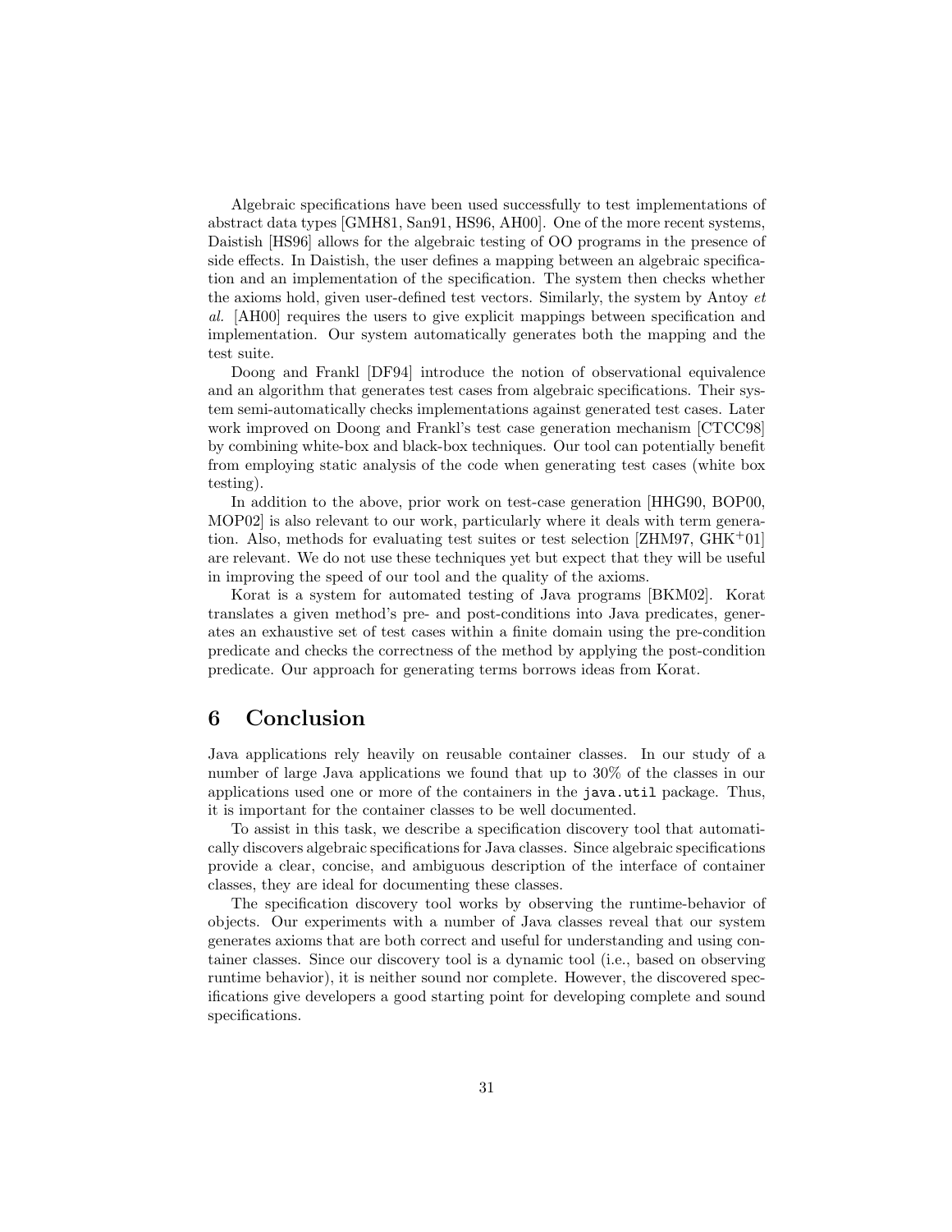Algebraic specifications have been used successfully to test implementations of abstract data types [GMH81, San91, HS96, AH00]. One of the more recent systems, Daistish [HS96] allows for the algebraic testing of OO programs in the presence of side effects. In Daistish, the user defines a mapping between an algebraic specification and an implementation of the specification. The system then checks whether the axioms hold, given user-defined test vectors. Similarly, the system by Antoy *et al.* [AH00] requires the users to give explicit mappings between specification and implementation. Our system automatically generates both the mapping and the test suite.

Doong and Frankl [DF94] introduce the notion of observational equivalence and an algorithm that generates test cases from algebraic specifications. Their system semi-automatically checks implementations against generated test cases. Later work improved on Doong and Frankl's test case generation mechanism [CTCC98] by combining white-box and black-box techniques. Our tool can potentially benefit from employing static analysis of the code when generating test cases (white box testing).

In addition to the above, prior work on test-case generation [HHG90, BOP00, MOP02] is also relevant to our work, particularly where it deals with term generation. Also, methods for evaluating test suites or test selection [ZHM97, GHK+01] are relevant. We do not use these techniques yet but expect that they will be useful in improving the speed of our tool and the quality of the axioms.

Korat is a system for automated testing of Java programs [BKM02]. Korat translates a given method's pre- and post-conditions into Java predicates, generates an exhaustive set of test cases within a finite domain using the pre-condition predicate and checks the correctness of the method by applying the post-condition predicate. Our approach for generating terms borrows ideas from Korat.

## 6 Conclusion

Java applications rely heavily on reusable container classes. In our study of a number of large Java applications we found that up to 30% of the classes in our applications used one or more of the containers in the `java.util` package. Thus, it is important for the container classes to be well documented.

To assist in this task, we describe a specification discovery tool that automatically discovers algebraic specifications for Java classes. Since algebraic specifications provide a clear, concise, and ambiguous description of the interface of container classes, they are ideal for documenting these classes.

The specification discovery tool works by observing the runtime-behavior of objects. Our experiments with a number of Java classes reveal that our system generates axioms that are both correct and useful for understanding and using container classes. Since our discovery tool is a dynamic tool (i.e., based on observing runtime behavior), it is neither sound nor complete. However, the discovered specifications give developers a good starting point for developing complete and sound specifications.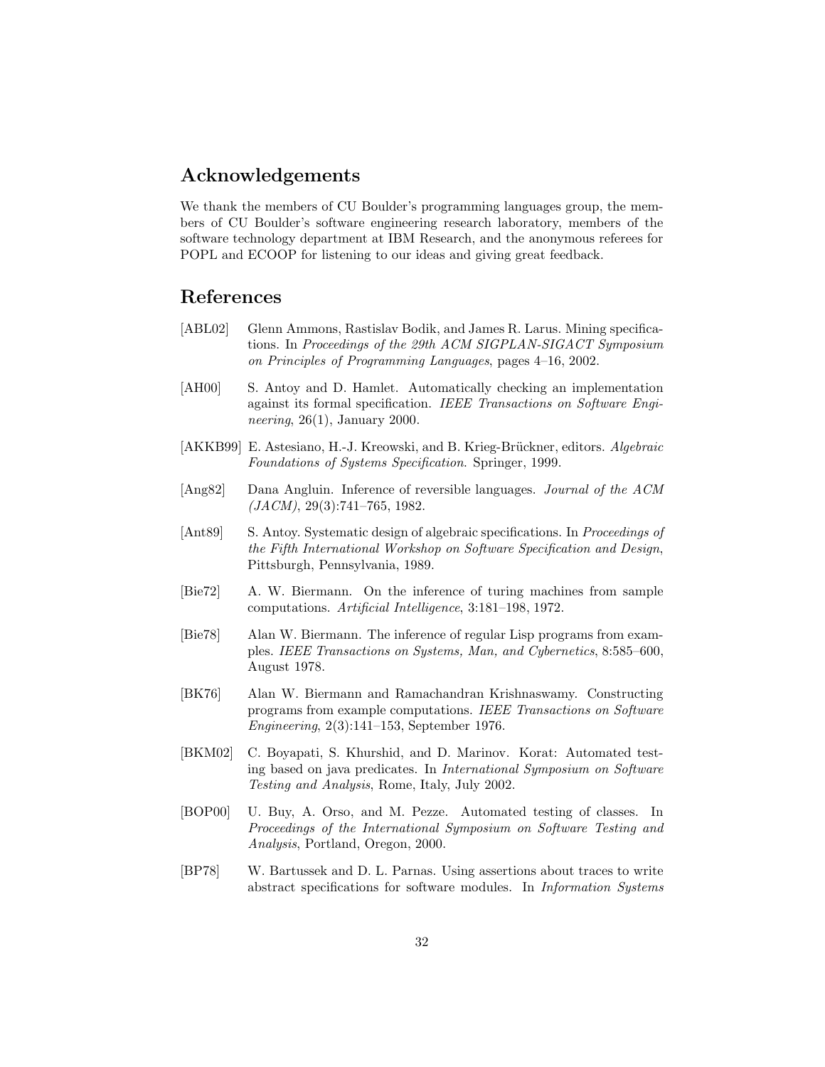## Acknowledgements

We thank the members of CU Boulder's programming languages group, the members of CU Boulder's software engineering research laboratory, members of the software technology department at IBM Research, and the anonymous referees for POPL and ECOOP for listening to our ideas and giving great feedback.

## References

[ABL02] Glenn Ammons, Rastislav Bodik, and James R. Larus. Mining specifications. In *Proceedings of the 29th ACM SIGPLAN-SIGACT Symposium on Principles of Programming Languages*, pages 4–16, 2002.

[AH00] S. Antoy and D. Hamlet. Automatically checking an implementation against its formal specification. *IEEE Transactions on Software Engineering*, 26(1), January 2000.

[AKKB99] E. Astesiano, H.-J. Kreowski, and B. Krieg-Brückner, editors. *Algebraic Foundations of Systems Specification*. Springer, 1999.

[Ang82] Dana Angluin. Inference of reversible languages. *Journal of the ACM (JACM)*, 29(3):741–765, 1982.

[Ant89] S. Antoy. Systematic design of algebraic specifications. In *Proceedings of the Fifth International Workshop on Software Specification and Design*, Pittsburgh, Pennsylvania, 1989.

[Bie72] A. W. Biermann. On the inference of turing machines from sample computations. *Artificial Intelligence*, 3:181–198, 1972.

[Bie78] Alan W. Biermann. The inference of regular Lisp programs from examples. *IEEE Transactions on Systems, Man, and Cybernetics*, 8:585–600, August 1978.

[BK76] Alan W. Biermann and Ramachandran Krishnaswamy. Constructing programs from example computations. *IEEE Transactions on Software Engineering*, 2(3):141–153, September 1976.

[BKM02] C. Boyapati, S. Khurshid, and D. Marinov. Korat: Automated testing based on java predicates. In *International Symposium on Software Testing and Analysis*, Rome, Italy, July 2002.

[BOP00] U. Buy, A. Orso, and M. Pezze. Automated testing of classes. In *Proceedings of the International Symposium on Software Testing and Analysis*, Portland, Oregon, 2000.

[BP78] W. Bartussek and D. L. Parnas. Using assertions about traces to write abstract specifications for software modules. In *Information Systems*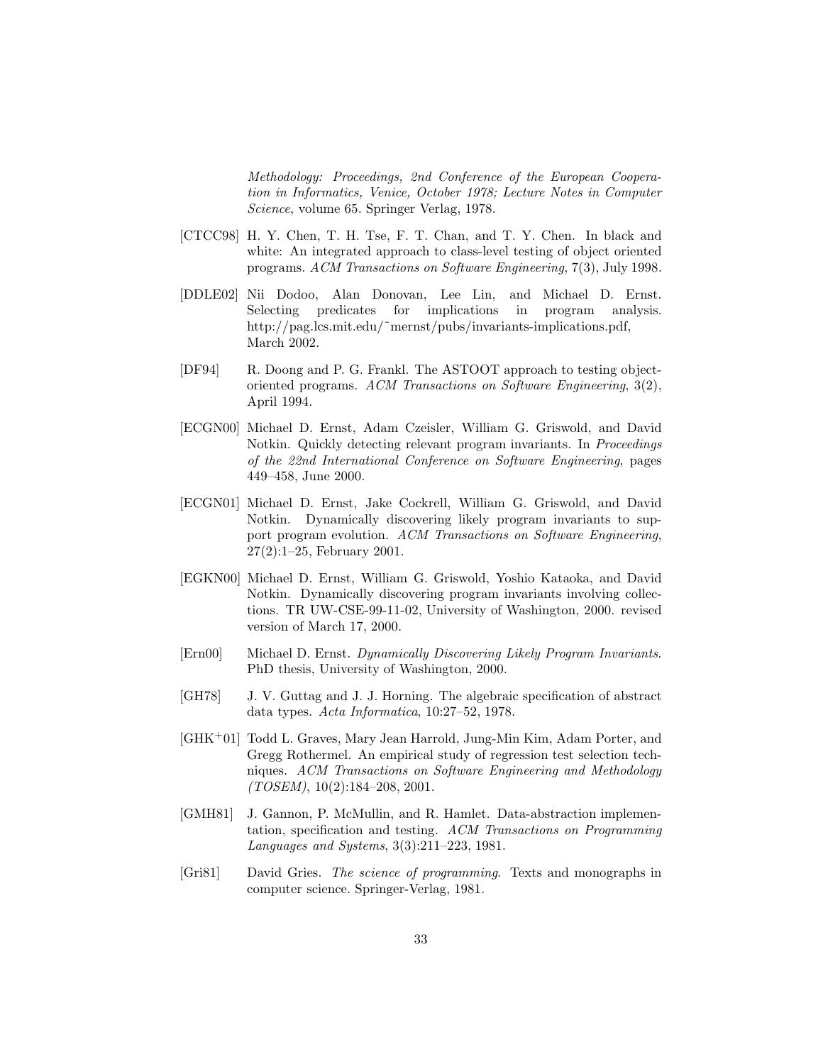*Methodology: Proceedings, 2nd Conference of the European Cooperation in Informatics, Venice, October 1978; Lecture Notes in Computer Science*, volume 65. Springer Verlag, 1978.

[CTCC98] H. Y. Chen, T. H. Tse, F. T. Chan, and T. Y. Chen. In black and white: An integrated approach to class-level testing of object oriented programs. *ACM Transactions on Software Engineering*, 7(3), July 1998.

[DDLE02] Nii Dodoo, Alan Donovan, Lee Lin, and Michael D. Ernst. Selecting predicates for implications in program analysis. http://pag.lcs.mit.edu/~mernst/pubs/invariants-implications.pdf, March 2002.

[DF94] R. Doong and P. G. Frankl. The ASTOOT approach to testing object-oriented programs. *ACM Transactions on Software Engineering*, 3(2), April 1994.

[ECGN00] Michael D. Ernst, Adam Czeisler, William G. Griswold, and David Notkin. Quickly detecting relevant program invariants. In *Proceedings of the 22nd International Conference on Software Engineering*, pages 449–458, June 2000.

[ECGN01] Michael D. Ernst, Jake Cockrell, William G. Griswold, and David Notkin. Dynamically discovering likely program invariants to support program evolution. *ACM Transactions on Software Engineering*, 27(2):1–25, February 2001.

[EGKN00] Michael D. Ernst, William G. Griswold, Yoshio Kataoka, and David Notkin. Dynamically discovering program invariants involving collections. TR UW-CSE-99-11-02, University of Washington, 2000. revised version of March 17, 2000.

[Ern00] Michael D. Ernst. *Dynamically Discovering Likely Program Invariants*. PhD thesis, University of Washington, 2000.

[GH78] J. V. Guttag and J. J. Horning. The algebraic specification of abstract data types. *Acta Informatica*, 10:27–52, 1978.

[GHK+01] Todd L. Graves, Mary Jean Harrold, Jung-Min Kim, Adam Porter, and Gregg Rothermel. An empirical study of regression test selection techniques. *ACM Transactions on Software Engineering and Methodology (TOSEM)*, 10(2):184–208, 2001.

[GMH81] J. Gannon, P. McMullin, and R. Hamlet. Data-abstraction implementation, specification and testing. *ACM Transactions on Programming Languages and Systems*, 3(3):211–223, 1981.

[Gri81] David Gries. *The science of programming*. Texts and monographs in computer science. Springer-Verlag, 1981.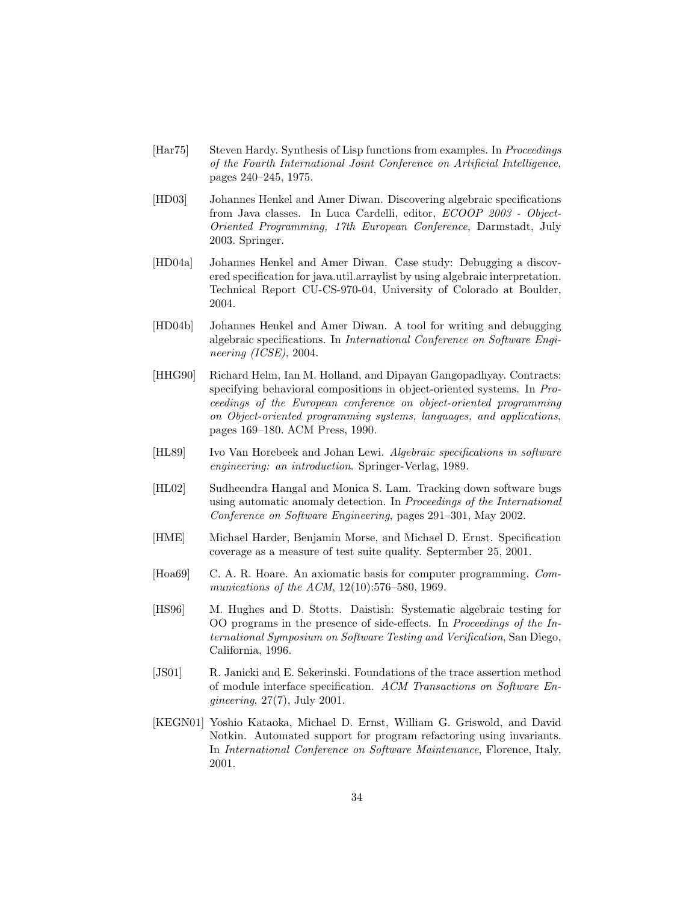[Har75] Steven Hardy. Synthesis of Lisp functions from examples. In *Proceedings of the Fourth International Joint Conference on Artificial Intelligence*, pages 240–245, 1975.

[HD03] Johannes Henkel and Amer Diwan. Discovering algebraic specifications from Java classes. In Luca Cardelli, editor, *ECOOP 2003 - Object-Oriented Programming, 17th European Conference*, Darmstadt, July 2003. Springer.

[HD04a] Johannes Henkel and Amer Diwan. Case study: Debugging a discovered specification for java.util.arraylist by using algebraic interpretation. Technical Report CU-CS-970-04, University of Colorado at Boulder, 2004.

[HD04b] Johannes Henkel and Amer Diwan. A tool for writing and debugging algebraic specifications. In *International Conference on Software Engineering (ICSE)*, 2004.

[HHG90] Richard Helm, Ian M. Holland, and Dipayan Gangopadhyay. Contracts: specifying behavioral compositions in object-oriented systems. In *Proceedings of the European conference on object-oriented programming on Object-oriented programming systems, languages, and applications*, pages 169–180. ACM Press, 1990.

[HL89] Ivo Van Horebeek and Johan Lewi. *Algebraic specifications in software engineering: an introduction*. Springer-Verlag, 1989.

[HL02] Sudheendra Hangal and Monica S. Lam. Tracking down software bugs using automatic anomaly detection. In *Proceedings of the International Conference on Software Engineering*, pages 291–301, May 2002.

[HME] Michael Harder, Benjamin Morse, and Michael D. Ernst. Specification coverage as a measure of test suite quality. Septermber 25, 2001.

[Hoa69] C. A. R. Hoare. An axiomatic basis for computer programming. *Communications of the ACM*, 12(10):576–580, 1969.

[HS96] M. Hughes and D. Stotts. Daistish: Systematic algebraic testing for OO programs in the presence of side-effects. In *Proceedings of the International Symposium on Software Testing and Verification*, San Diego, California, 1996.

[JS01] R. Janicki and E. Sekerinski. Foundations of the trace assertion method of module interface specification. *ACM Transactions on Software Engineering*, 27(7), July 2001.

[KEGN01] Yoshio Kataoka, Michael D. Ernst, William G. Griswold, and David Notkin. Automated support for program refactoring using invariants. In *International Conference on Software Maintenance*, Florence, Italy, 2001.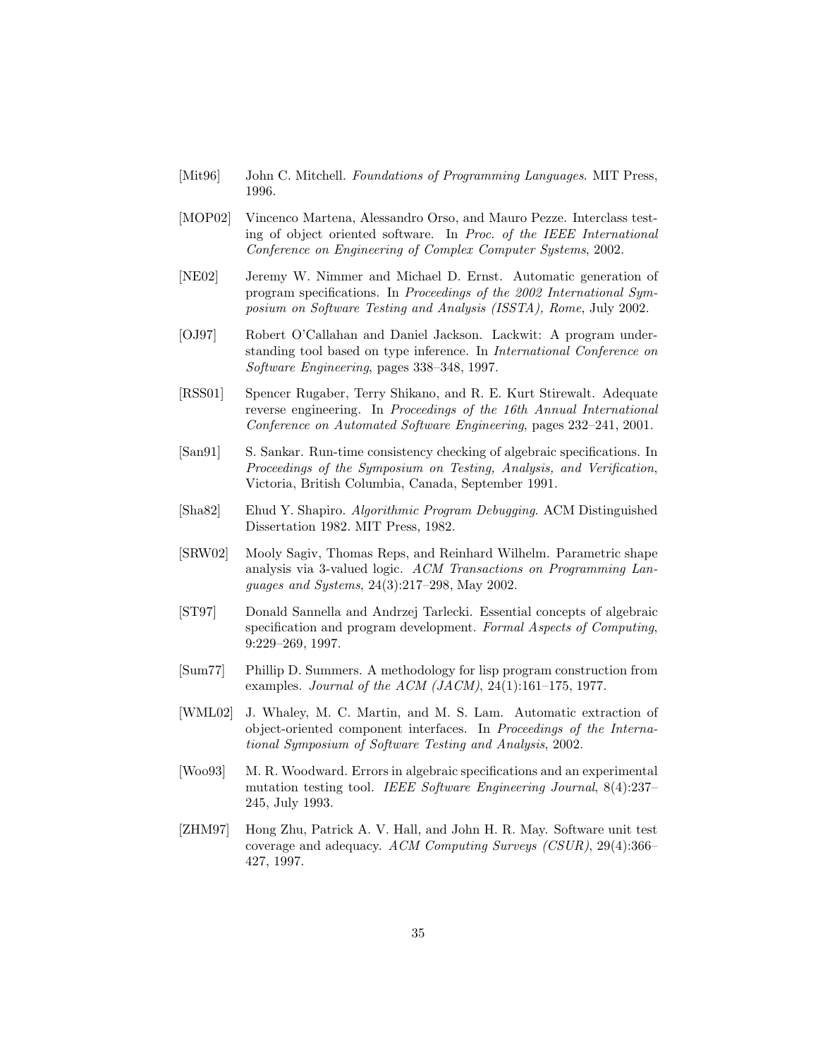[Mit96] John C. Mitchell. *Foundations of Programming Languages*. MIT Press, 1996.

[MOP02] Vincenco Martena, Alessandro Orso, and Mauro Pezze. Interclass testing of object oriented software. In *Proc. of the IEEE International Conference on Engineering of Complex Computer Systems*, 2002.

[NE02] Jeremy W. Nimmer and Michael D. Ernst. Automatic generation of program specifications. In *Proceedings of the 2002 International Symposium on Software Testing and Analysis (ISSTA), Rome*, July 2002.

[OJ97] Robert O'Callahan and Daniel Jackson. Lackwit: A program understanding tool based on type inference. In *International Conference on Software Engineering*, pages 338–348, 1997.

[RSS01] Spencer Rugaber, Terry Shikano, and R. E. Kurt Stirewalt. Adequate reverse engineering. In *Proceedings of the 16th Annual International Conference on Automated Software Engineering*, pages 232–241, 2001.

[San91] S. Sankar. Run-time consistency checking of algebraic specifications. In *Proceedings of the Symposium on Testing, Analysis, and Verification*, Victoria, British Columbia, Canada, September 1991.

[Sha82] Ehud Y. Shapiro. *Algorithmic Program Debugging*. ACM Distinguished Dissertation 1982. MIT Press, 1982.

[SRW02] Mooly Sagiv, Thomas Reps, and Reinhard Wilhelm. Parametric shape analysis via 3-valued logic. *ACM Transactions on Programming Languages and Systems*, 24(3):217–298, May 2002.

[ST97] Donald Sannella and Andrzej Tarlecki. Essential concepts of algebraic specification and program development. *Formal Aspects of Computing*, 9:229–269, 1997.

[Sum77] Phillip D. Summers. A methodology for lisp program construction from examples. *Journal of the ACM (JACM)*, 24(1):161–175, 1977.

[WML02] J. Whaley, M. C. Martin, and M. S. Lam. Automatic extraction of object-oriented component interfaces. In *Proceedings of the International Symposium of Software Testing and Analysis*, 2002.

[Woo93] M. R. Woodward. Errors in algebraic specifications and an experimental mutation testing tool. *IEEE Software Engineering Journal*, 8(4):237–245, July 1993.

[ZHM97] Hong Zhu, Patrick A. V. Hall, and John H. R. May. Software unit test coverage and adequacy. *ACM Computing Surveys (CSUR)*, 29(4):366–427, 1997.